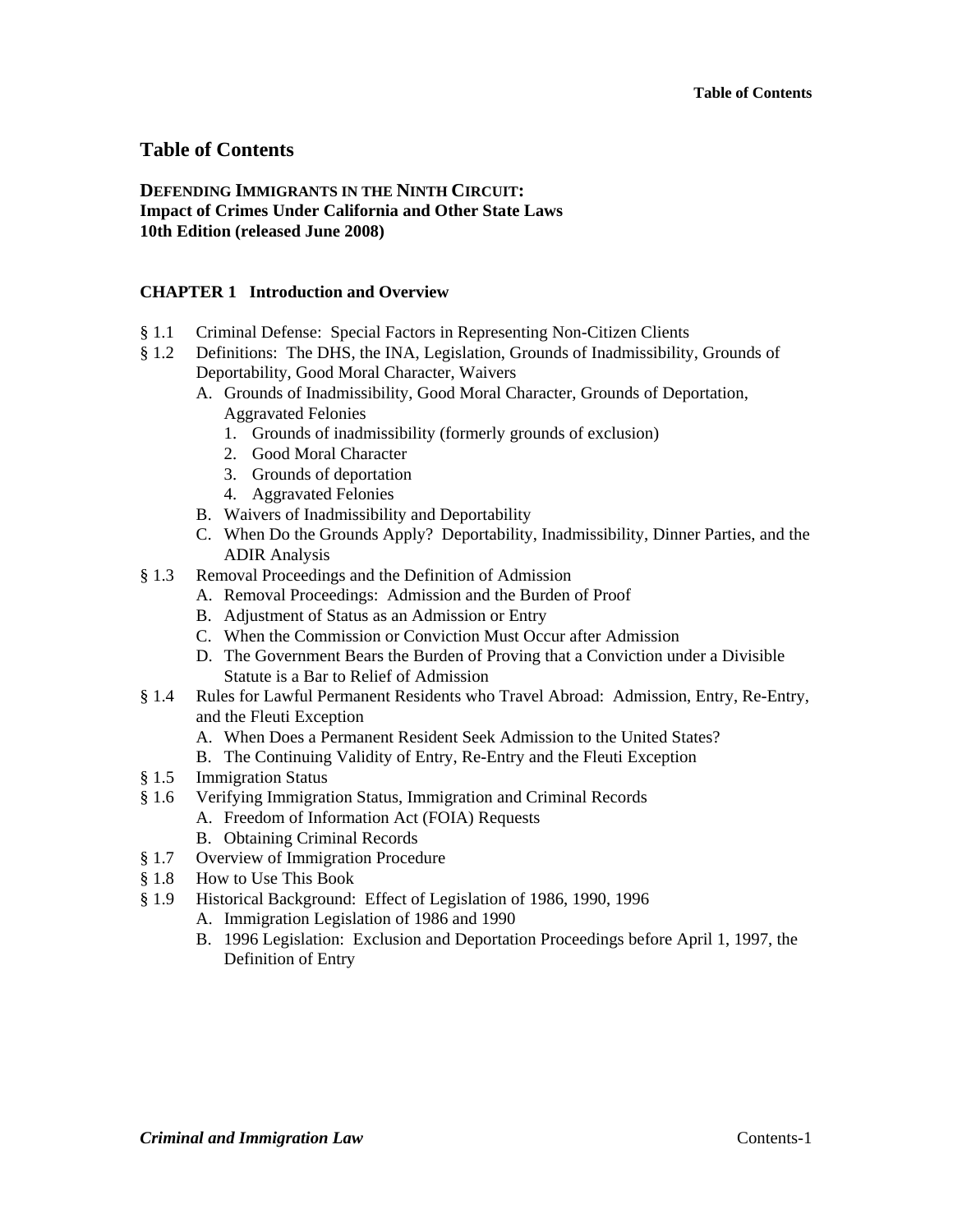# Table of Contents

**DEFENDING IMMIGRANTS IN THE NINTH CIRCUIT:**
**Impact of Crimes Under California and Other State Laws**
**10th Edition (released June 2008)**

## CHAPTER 1 Introduction and Overview

- § 1.1 Criminal Defense: Special Factors in Representing Non-Citizen Clients
- § 1.2 Definitions: The DHS, the INA, Legislation, Grounds of Inadmissibility, Grounds of Deportability, Good Moral Character, Waivers
  - A. Grounds of Inadmissibility, Good Moral Character, Grounds of Deportation, Aggravated Felonies
    1. Grounds of inadmissibility (formerly grounds of exclusion)
    2. Good Moral Character
    3. Grounds of deportation
    4. Aggravated Felonies
  - B. Waivers of Inadmissibility and Deportability
  - C. When Do the Grounds Apply? Deportability, Inadmissibility, Dinner Parties, and the ADIR Analysis
- § 1.3 Removal Proceedings and the Definition of Admission
  - A. Removal Proceedings: Admission and the Burden of Proof
  - B. Adjustment of Status as an Admission or Entry
  - C. When the Commission or Conviction Must Occur after Admission
  - D. The Government Bears the Burden of Proving that a Conviction under a Divisible Statute is a Bar to Relief of Admission
- § 1.4 Rules for Lawful Permanent Residents who Travel Abroad: Admission, Entry, Re-Entry, and the Fleuti Exception
  - A. When Does a Permanent Resident Seek Admission to the United States?
  - B. The Continuing Validity of Entry, Re-Entry and the Fleuti Exception
- § 1.5 Immigration Status
- § 1.6 Verifying Immigration Status, Immigration and Criminal Records
  - A. Freedom of Information Act (FOIA) Requests
  - B. Obtaining Criminal Records
- § 1.7 Overview of Immigration Procedure
- § 1.8 How to Use This Book
- § 1.9 Historical Background: Effect of Legislation of 1986, 1990, 1996
  - A. Immigration Legislation of 1986 and 1990
  - B. 1996 Legislation: Exclusion and Deportation Proceedings before April 1, 1997, the Definition of Entry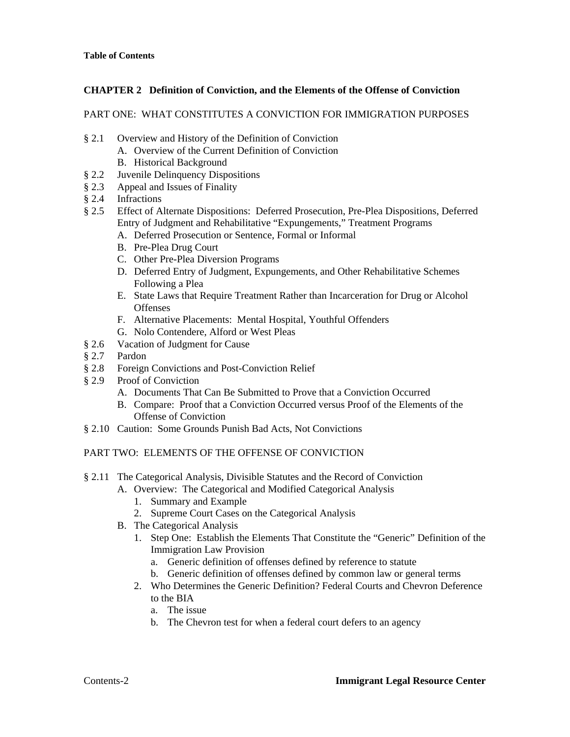**Table of Contents**

**CHAPTER 2 Definition of Conviction, and the Elements of the Offense of Conviction**

PART ONE: WHAT CONSTITUTES A CONVICTION FOR IMMIGRATION PURPOSES

- § 2.1 Overview and History of the Definition of Conviction
  - A. Overview of the Current Definition of Conviction
  - B. Historical Background
- § 2.2 Juvenile Delinquency Dispositions
- § 2.3 Appeal and Issues of Finality
- § 2.4 Infractions
- § 2.5 Effect of Alternate Dispositions: Deferred Prosecution, Pre-Plea Dispositions, Deferred Entry of Judgment and Rehabilitative "Expungements," Treatment Programs
  - A. Deferred Prosecution or Sentence, Formal or Informal
  - B. Pre-Plea Drug Court
  - C. Other Pre-Plea Diversion Programs
  - D. Deferred Entry of Judgment, Expungements, and Other Rehabilitative Schemes Following a Plea
  - E. State Laws that Require Treatment Rather than Incarceration for Drug or Alcohol Offenses
  - F. Alternative Placements: Mental Hospital, Youthful Offenders
  - G. Nolo Contendere, Alford or West Pleas
- § 2.6 Vacation of Judgment for Cause
- § 2.7 Pardon
- § 2.8 Foreign Convictions and Post-Conviction Relief
- § 2.9 Proof of Conviction
  - A. Documents That Can Be Submitted to Prove that a Conviction Occurred
  - B. Compare: Proof that a Conviction Occurred versus Proof of the Elements of the Offense of Conviction
- § 2.10 Caution: Some Grounds Punish Bad Acts, Not Convictions

PART TWO: ELEMENTS OF THE OFFENSE OF CONVICTION

- § 2.11 The Categorical Analysis, Divisible Statutes and the Record of Conviction
  - A. Overview: The Categorical and Modified Categorical Analysis
    1. Summary and Example
    2. Supreme Court Cases on the Categorical Analysis
  - B. The Categorical Analysis
    1. Step One: Establish the Elements That Constitute the "Generic" Definition of the Immigration Law Provision
       - a. Generic definition of offenses defined by reference to statute
       - b. Generic definition of offenses defined by common law or general terms
    2. Who Determines the Generic Definition? Federal Courts and Chevron Deference to the BIA
       - a. The issue
       - b. The Chevron test for when a federal court defers to an agency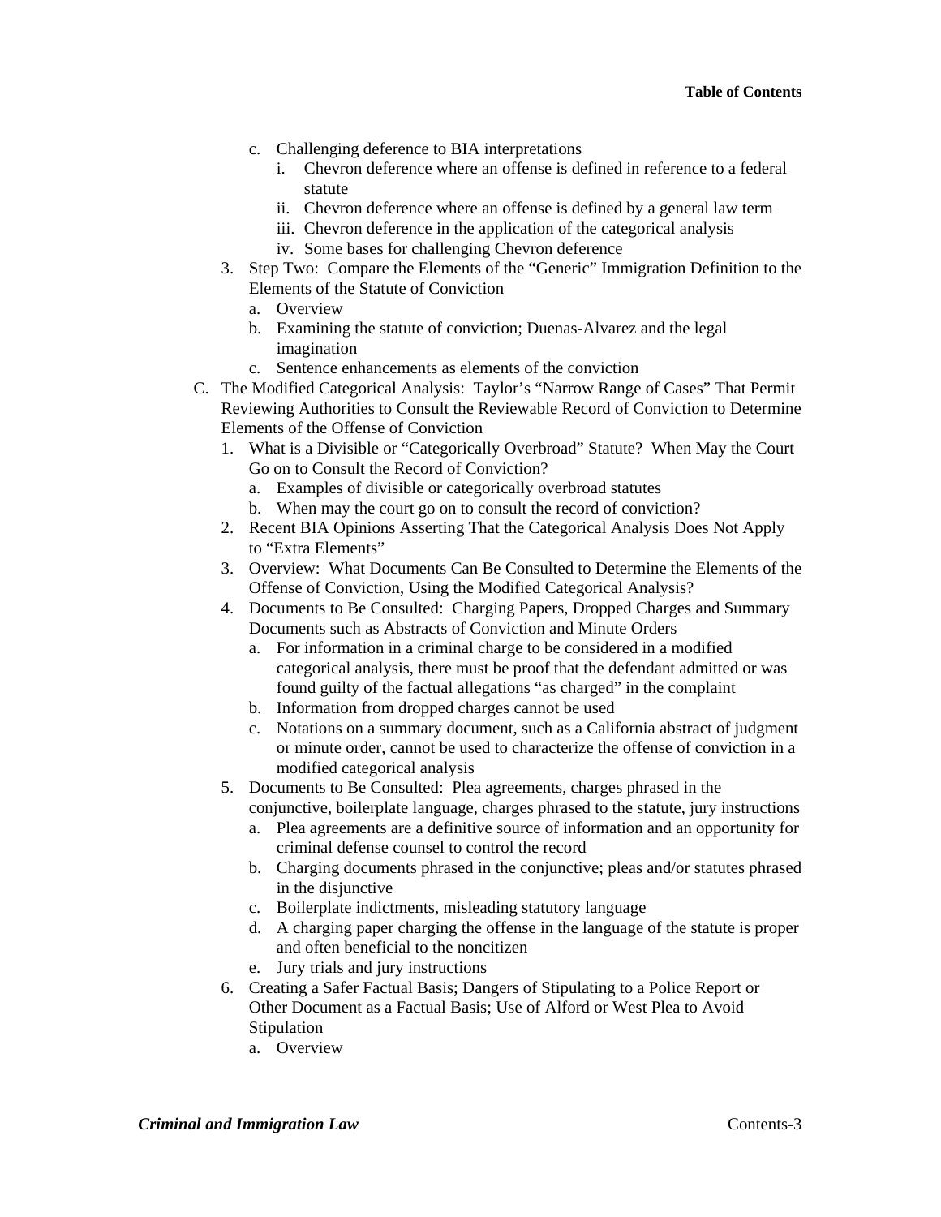- c. Challenging deference to BIA interpretations
  - i. Chevron deference where an offense is defined in reference to a federal statute
  - ii. Chevron deference where an offense is defined by a general law term
  - iii. Chevron deference in the application of the categorical analysis
  - iv. Some bases for challenging Chevron deference
- 3. Step Two: Compare the Elements of the "Generic" Immigration Definition to the Elements of the Statute of Conviction
  - a. Overview
  - b. Examining the statute of conviction; Duenas-Alvarez and the legal imagination
  - c. Sentence enhancements as elements of the conviction

C. The Modified Categorical Analysis: Taylor's "Narrow Range of Cases" That Permit Reviewing Authorities to Consult the Reviewable Record of Conviction to Determine Elements of the Offense of Conviction

- 1. What is a Divisible or "Categorically Overbroad" Statute? When May the Court Go on to Consult the Record of Conviction?
  - a. Examples of divisible or categorically overbroad statutes
  - b. When may the court go on to consult the record of conviction?
- 2. Recent BIA Opinions Asserting That the Categorical Analysis Does Not Apply to "Extra Elements"
- 3. Overview: What Documents Can Be Consulted to Determine the Elements of the Offense of Conviction, Using the Modified Categorical Analysis?
- 4. Documents to Be Consulted: Charging Papers, Dropped Charges and Summary Documents such as Abstracts of Conviction and Minute Orders
  - a. For information in a criminal charge to be considered in a modified categorical analysis, there must be proof that the defendant admitted or was found guilty of the factual allegations "as charged" in the complaint
  - b. Information from dropped charges cannot be used
  - c. Notations on a summary document, such as a California abstract of judgment or minute order, cannot be used to characterize the offense of conviction in a modified categorical analysis
- 5. Documents to Be Consulted: Plea agreements, charges phrased in the conjunctive, boilerplate language, charges phrased to the statute, jury instructions
  - a. Plea agreements are a definitive source of information and an opportunity for criminal defense counsel to control the record
  - b. Charging documents phrased in the conjunctive; pleas and/or statutes phrased in the disjunctive
  - c. Boilerplate indictments, misleading statutory language
  - d. A charging paper charging the offense in the language of the statute is proper and often beneficial to the noncitizen
  - e. Jury trials and jury instructions
- 6. Creating a Safer Factual Basis; Dangers of Stipulating to a Police Report or Other Document as a Factual Basis; Use of Alford or West Plea to Avoid Stipulation
  - a. Overview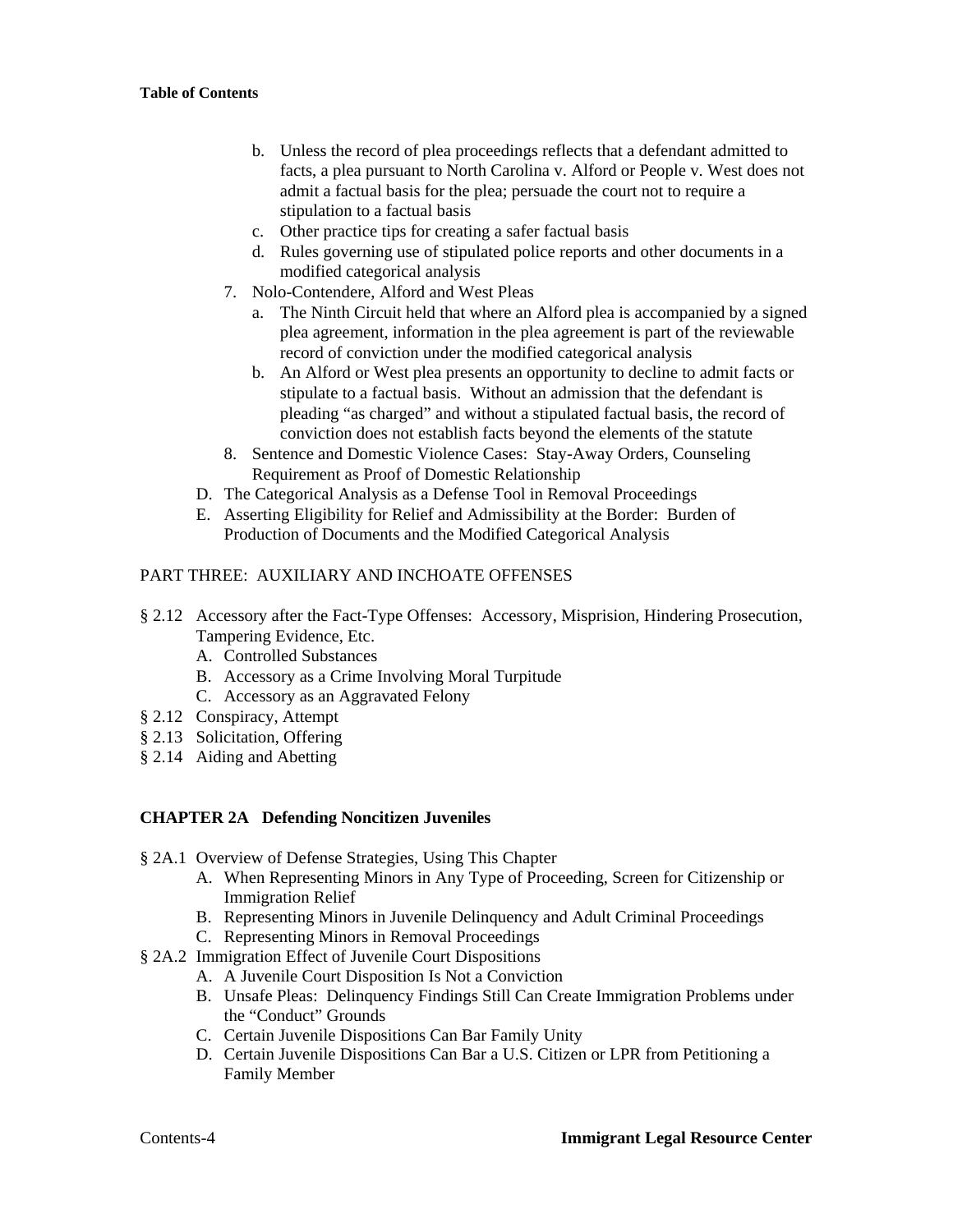b. Unless the record of plea proceedings reflects that a defendant admitted to facts, a plea pursuant to North Carolina v. Alford or People v. West does not admit a factual basis for the plea; persuade the court not to require a stipulation to a factual basis
c. Other practice tips for creating a safer factual basis
d. Rules governing use of stipulated police reports and other documents in a modified categorical analysis

7. Nolo-Contendere, Alford and West Pleas
   a. The Ninth Circuit held that where an Alford plea is accompanied by a signed plea agreement, information in the plea agreement is part of the reviewable record of conviction under the modified categorical analysis
   b. An Alford or West plea presents an opportunity to decline to admit facts or stipulate to a factual basis. Without an admission that the defendant is pleading "as charged" and without a stipulated factual basis, the record of conviction does not establish facts beyond the elements of the statute
8. Sentence and Domestic Violence Cases: Stay-Away Orders, Counseling Requirement as Proof of Domestic Relationship

D. The Categorical Analysis as a Defense Tool in Removal Proceedings
E. Asserting Eligibility for Relief and Admissibility at the Border: Burden of Production of Documents and the Modified Categorical Analysis

PART THREE: AUXILIARY AND INCHOATE OFFENSES

§ 2.12 Accessory after the Fact-Type Offenses: Accessory, Misprision, Hindering Prosecution, Tampering Evidence, Etc.
   A. Controlled Substances
   B. Accessory as a Crime Involving Moral Turpitude
   C. Accessory as an Aggravated Felony

§ 2.12 Conspiracy, Attempt

§ 2.13 Solicitation, Offering

§ 2.14 Aiding and Abetting

## CHAPTER 2A Defending Noncitizen Juveniles

§ 2A.1 Overview of Defense Strategies, Using This Chapter
   A. When Representing Minors in Any Type of Proceeding, Screen for Citizenship or Immigration Relief
   B. Representing Minors in Juvenile Delinquency and Adult Criminal Proceedings
   C. Representing Minors in Removal Proceedings

§ 2A.2 Immigration Effect of Juvenile Court Dispositions
   A. A Juvenile Court Disposition Is Not a Conviction
   B. Unsafe Pleas: Delinquency Findings Still Can Create Immigration Problems under the "Conduct" Grounds
   C. Certain Juvenile Dispositions Can Bar Family Unity
   D. Certain Juvenile Dispositions Can Bar a U.S. Citizen or LPR from Petitioning a Family Member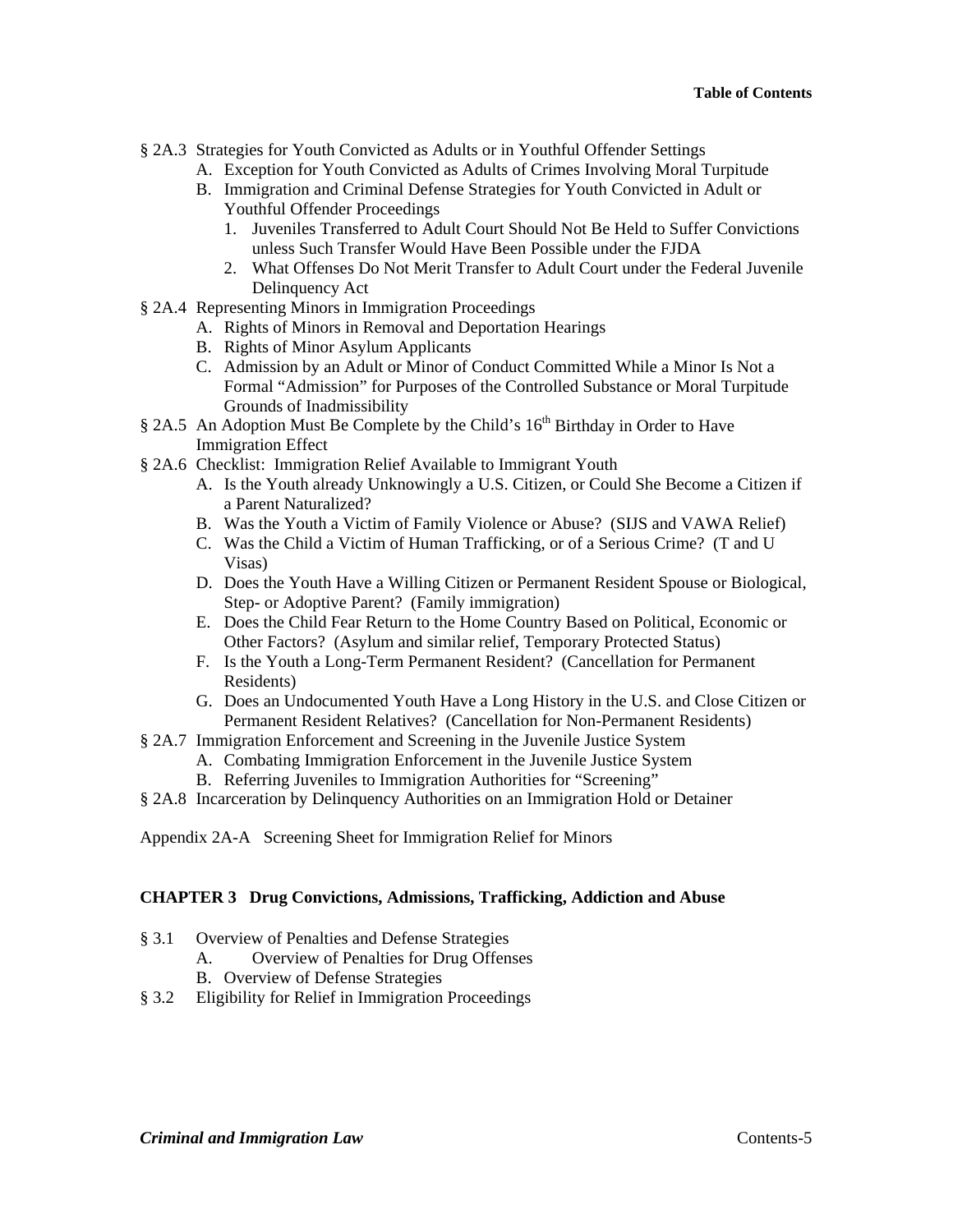- § 2A.3 Strategies for Youth Convicted as Adults or in Youthful Offender Settings
  - A. Exception for Youth Convicted as Adults of Crimes Involving Moral Turpitude
  - B. Immigration and Criminal Defense Strategies for Youth Convicted in Adult or Youthful Offender Proceedings
    - 1. Juveniles Transferred to Adult Court Should Not Be Held to Suffer Convictions unless Such Transfer Would Have Been Possible under the FJDA
    - 2. What Offenses Do Not Merit Transfer to Adult Court under the Federal Juvenile Delinquency Act
- § 2A.4 Representing Minors in Immigration Proceedings
  - A. Rights of Minors in Removal and Deportation Hearings
  - B. Rights of Minor Asylum Applicants
  - C. Admission by an Adult or Minor of Conduct Committed While a Minor Is Not a Formal "Admission" for Purposes of the Controlled Substance or Moral Turpitude Grounds of Inadmissibility
- § 2A.5 An Adoption Must Be Complete by the Child's 16th Birthday in Order to Have Immigration Effect
- § 2A.6 Checklist: Immigration Relief Available to Immigrant Youth
  - A. Is the Youth already Unknowingly a U.S. Citizen, or Could She Become a Citizen if a Parent Naturalized?
  - B. Was the Youth a Victim of Family Violence or Abuse? (SIJS and VAWA Relief)
  - C. Was the Child a Victim of Human Trafficking, or of a Serious Crime? (T and U Visas)
  - D. Does the Youth Have a Willing Citizen or Permanent Resident Spouse or Biological, Step- or Adoptive Parent? (Family immigration)
  - E. Does the Child Fear Return to the Home Country Based on Political, Economic or Other Factors? (Asylum and similar relief, Temporary Protected Status)
  - F. Is the Youth a Long-Term Permanent Resident? (Cancellation for Permanent Residents)
  - G. Does an Undocumented Youth Have a Long History in the U.S. and Close Citizen or Permanent Resident Relatives? (Cancellation for Non-Permanent Residents)
- § 2A.7 Immigration Enforcement and Screening in the Juvenile Justice System
  - A. Combating Immigration Enforcement in the Juvenile Justice System
  - B. Referring Juveniles to Immigration Authorities for "Screening"
- § 2A.8 Incarceration by Delinquency Authorities on an Immigration Hold or Detainer

Appendix 2A-A Screening Sheet for Immigration Relief for Minors

**CHAPTER 3 Drug Convictions, Admissions, Trafficking, Addiction and Abuse**

- § 3.1 Overview of Penalties and Defense Strategies
  - A. Overview of Penalties for Drug Offenses
  - B. Overview of Defense Strategies
- § 3.2 Eligibility for Relief in Immigration Proceedings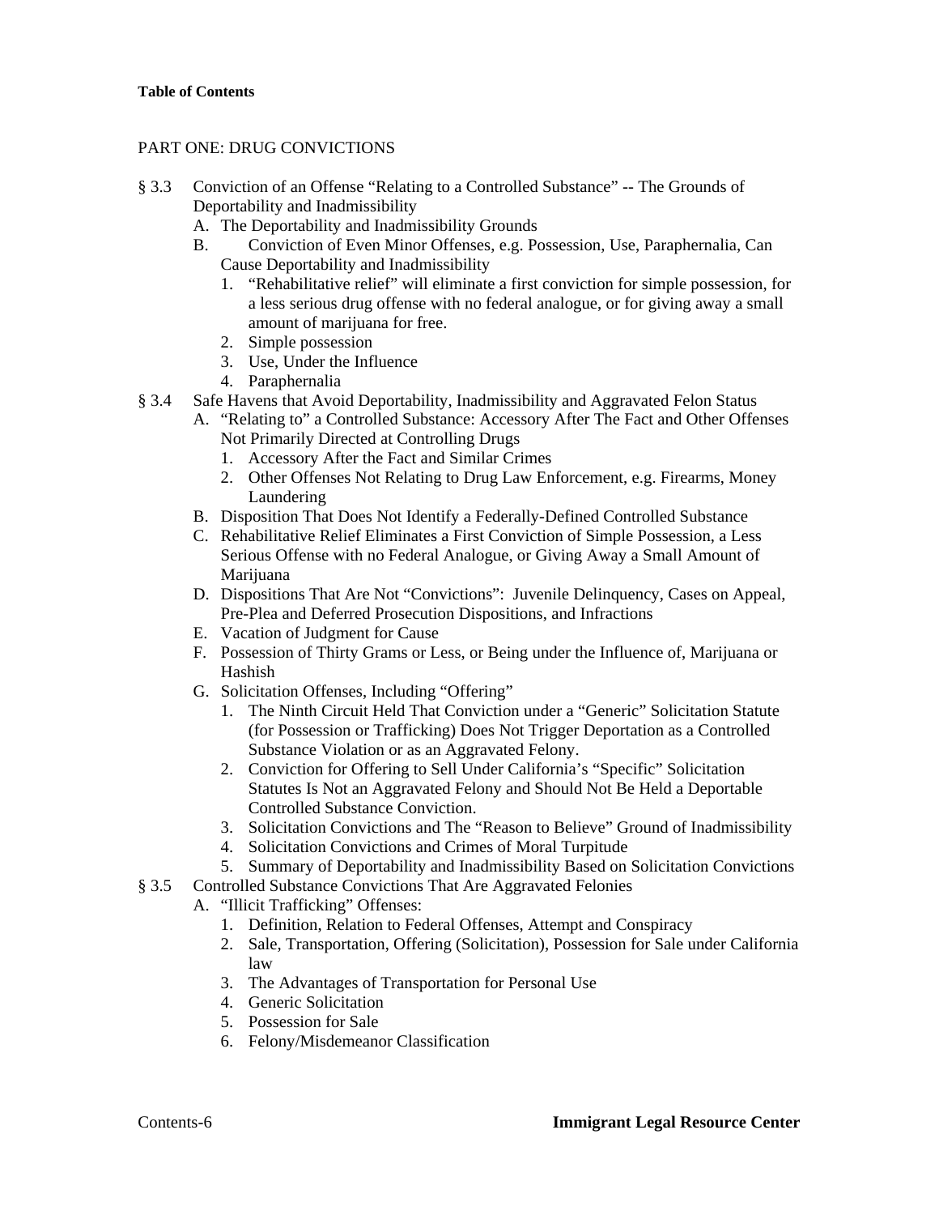**Table of Contents**

PART ONE: DRUG CONVICTIONS

- § 3.3 Conviction of an Offense "Relating to a Controlled Substance" -- The Grounds of Deportability and Inadmissibility
  - A. The Deportability and Inadmissibility Grounds
  - B. Conviction of Even Minor Offenses, e.g. Possession, Use, Paraphernalia, Can Cause Deportability and Inadmissibility
    1. "Rehabilitative relief" will eliminate a first conviction for simple possession, for a less serious drug offense with no federal analogue, or for giving away a small amount of marijuana for free.
    2. Simple possession
    3. Use, Under the Influence
    4. Paraphernalia
- § 3.4 Safe Havens that Avoid Deportability, Inadmissibility and Aggravated Felon Status
  - A. "Relating to" a Controlled Substance: Accessory After The Fact and Other Offenses Not Primarily Directed at Controlling Drugs
    1. Accessory After the Fact and Similar Crimes
    2. Other Offenses Not Relating to Drug Law Enforcement, e.g. Firearms, Money Laundering
  - B. Disposition That Does Not Identify a Federally-Defined Controlled Substance
  - C. Rehabilitative Relief Eliminates a First Conviction of Simple Possession, a Less Serious Offense with no Federal Analogue, or Giving Away a Small Amount of Marijuana
  - D. Dispositions That Are Not "Convictions": Juvenile Delinquency, Cases on Appeal, Pre-Plea and Deferred Prosecution Dispositions, and Infractions
  - E. Vacation of Judgment for Cause
  - F. Possession of Thirty Grams or Less, or Being under the Influence of, Marijuana or Hashish
  - G. Solicitation Offenses, Including "Offering"
    1. The Ninth Circuit Held That Conviction under a "Generic" Solicitation Statute (for Possession or Trafficking) Does Not Trigger Deportation as a Controlled Substance Violation or as an Aggravated Felony.
    2. Conviction for Offering to Sell Under California's "Specific" Solicitation Statutes Is Not an Aggravated Felony and Should Not Be Held a Deportable Controlled Substance Conviction.
    3. Solicitation Convictions and The "Reason to Believe" Ground of Inadmissibility
    4. Solicitation Convictions and Crimes of Moral Turpitude
    5. Summary of Deportability and Inadmissibility Based on Solicitation Convictions
- § 3.5 Controlled Substance Convictions That Are Aggravated Felonies
  - A. "Illicit Trafficking" Offenses:
    1. Definition, Relation to Federal Offenses, Attempt and Conspiracy
    2. Sale, Transportation, Offering (Solicitation), Possession for Sale under California law
    3. The Advantages of Transportation for Personal Use
    4. Generic Solicitation
    5. Possession for Sale
    6. Felony/Misdemeanor Classification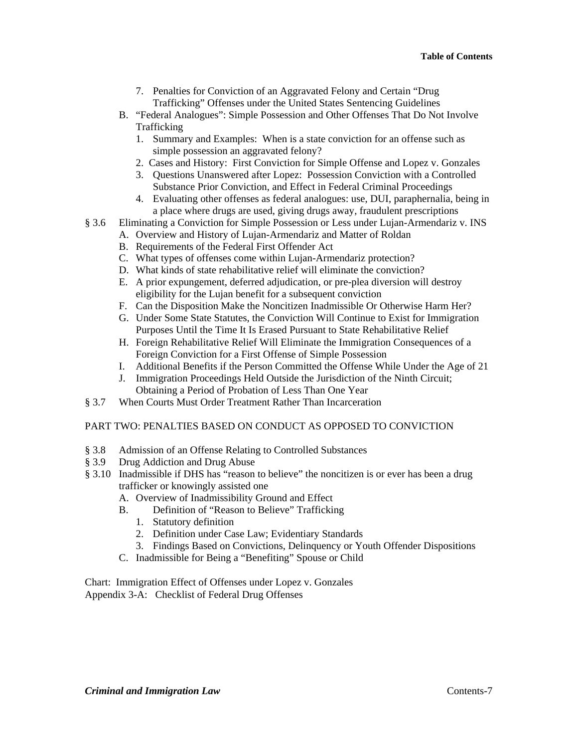7. Penalties for Conviction of an Aggravated Felony and Certain "Drug Trafficking" Offenses under the United States Sentencing Guidelines

B. "Federal Analogues": Simple Possession and Other Offenses That Do Not Involve Trafficking
   1. Summary and Examples: When is a state conviction for an offense such as simple possession an aggravated felony?
   2. Cases and History: First Conviction for Simple Offense and Lopez v. Gonzales
   3. Questions Unanswered after Lopez: Possession Conviction with a Controlled Substance Prior Conviction, and Effect in Federal Criminal Proceedings
   4. Evaluating other offenses as federal analogues: use, DUI, paraphernalia, being in a place where drugs are used, giving drugs away, fraudulent prescriptions

§ 3.6 Eliminating a Conviction for Simple Possession or Less under Lujan-Armendariz v. INS
   A. Overview and History of Lujan-Armendariz and Matter of Roldan
   B. Requirements of the Federal First Offender Act
   C. What types of offenses come within Lujan-Armendariz protection?
   D. What kinds of state rehabilitative relief will eliminate the conviction?
   E. A prior expungement, deferred adjudication, or pre-plea diversion will destroy eligibility for the Lujan benefit for a subsequent conviction
   F. Can the Disposition Make the Noncitizen Inadmissible Or Otherwise Harm Her?
   G. Under Some State Statutes, the Conviction Will Continue to Exist for Immigration Purposes Until the Time It Is Erased Pursuant to State Rehabilitative Relief
   H. Foreign Rehabilitative Relief Will Eliminate the Immigration Consequences of a Foreign Conviction for a First Offense of Simple Possession
   I. Additional Benefits if the Person Committed the Offense While Under the Age of 21
   J. Immigration Proceedings Held Outside the Jurisdiction of the Ninth Circuit; Obtaining a Period of Probation of Less Than One Year

§ 3.7 When Courts Must Order Treatment Rather Than Incarceration

PART TWO: PENALTIES BASED ON CONDUCT AS OPPOSED TO CONVICTION

§ 3.8 Admission of an Offense Relating to Controlled Substances

§ 3.9 Drug Addiction and Drug Abuse

§ 3.10 Inadmissible if DHS has "reason to believe" the noncitizen is or ever has been a drug trafficker or knowingly assisted one
   A. Overview of Inadmissibility Ground and Effect
   B. Definition of "Reason to Believe" Trafficking
      1. Statutory definition
      2. Definition under Case Law; Evidentiary Standards
      3. Findings Based on Convictions, Delinquency or Youth Offender Dispositions
   C. Inadmissible for Being a "Benefiting" Spouse or Child

Chart: Immigration Effect of Offenses under Lopez v. Gonzales

Appendix 3-A: Checklist of Federal Drug Offenses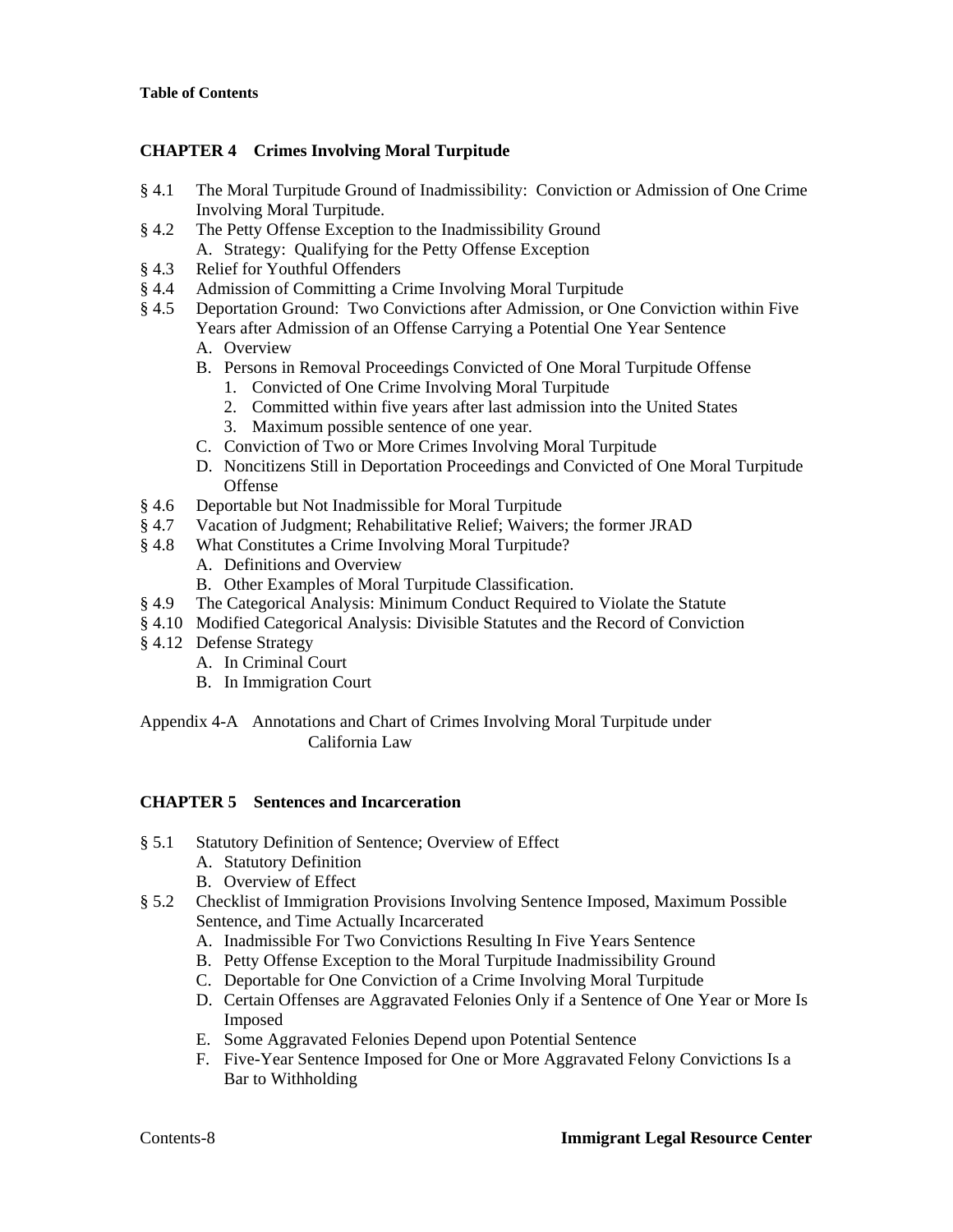**Table of Contents**

### CHAPTER 4 Crimes Involving Moral Turpitude

- § 4.1 The Moral Turpitude Ground of Inadmissibility: Conviction or Admission of One Crime Involving Moral Turpitude.
- § 4.2 The Petty Offense Exception to the Inadmissibility Ground
  - A. Strategy: Qualifying for the Petty Offense Exception
- § 4.3 Relief for Youthful Offenders
- § 4.4 Admission of Committing a Crime Involving Moral Turpitude
- § 4.5 Deportation Ground: Two Convictions after Admission, or One Conviction within Five Years after Admission of an Offense Carrying a Potential One Year Sentence
  - A. Overview
  - B. Persons in Removal Proceedings Convicted of One Moral Turpitude Offense
    1. Convicted of One Crime Involving Moral Turpitude
    2. Committed within five years after last admission into the United States
    3. Maximum possible sentence of one year.
  - C. Conviction of Two or More Crimes Involving Moral Turpitude
  - D. Noncitizens Still in Deportation Proceedings and Convicted of One Moral Turpitude Offense
- § 4.6 Deportable but Not Inadmissible for Moral Turpitude
- § 4.7 Vacation of Judgment; Rehabilitative Relief; Waivers; the former JRAD
- § 4.8 What Constitutes a Crime Involving Moral Turpitude?
  - A. Definitions and Overview
  - B. Other Examples of Moral Turpitude Classification.
- § 4.9 The Categorical Analysis: Minimum Conduct Required to Violate the Statute
- § 4.10 Modified Categorical Analysis: Divisible Statutes and the Record of Conviction
- § 4.12 Defense Strategy
  - A. In Criminal Court
  - B. In Immigration Court

Appendix 4-A Annotations and Chart of Crimes Involving Moral Turpitude under California Law

### CHAPTER 5 Sentences and Incarceration

- § 5.1 Statutory Definition of Sentence; Overview of Effect
  - A. Statutory Definition
  - B. Overview of Effect
- § 5.2 Checklist of Immigration Provisions Involving Sentence Imposed, Maximum Possible Sentence, and Time Actually Incarcerated
  - A. Inadmissible For Two Convictions Resulting In Five Years Sentence
  - B. Petty Offense Exception to the Moral Turpitude Inadmissibility Ground
  - C. Deportable for One Conviction of a Crime Involving Moral Turpitude
  - D. Certain Offenses are Aggravated Felonies Only if a Sentence of One Year or More Is Imposed
  - E. Some Aggravated Felonies Depend upon Potential Sentence
  - F. Five-Year Sentence Imposed for One or More Aggravated Felony Convictions Is a Bar to Withholding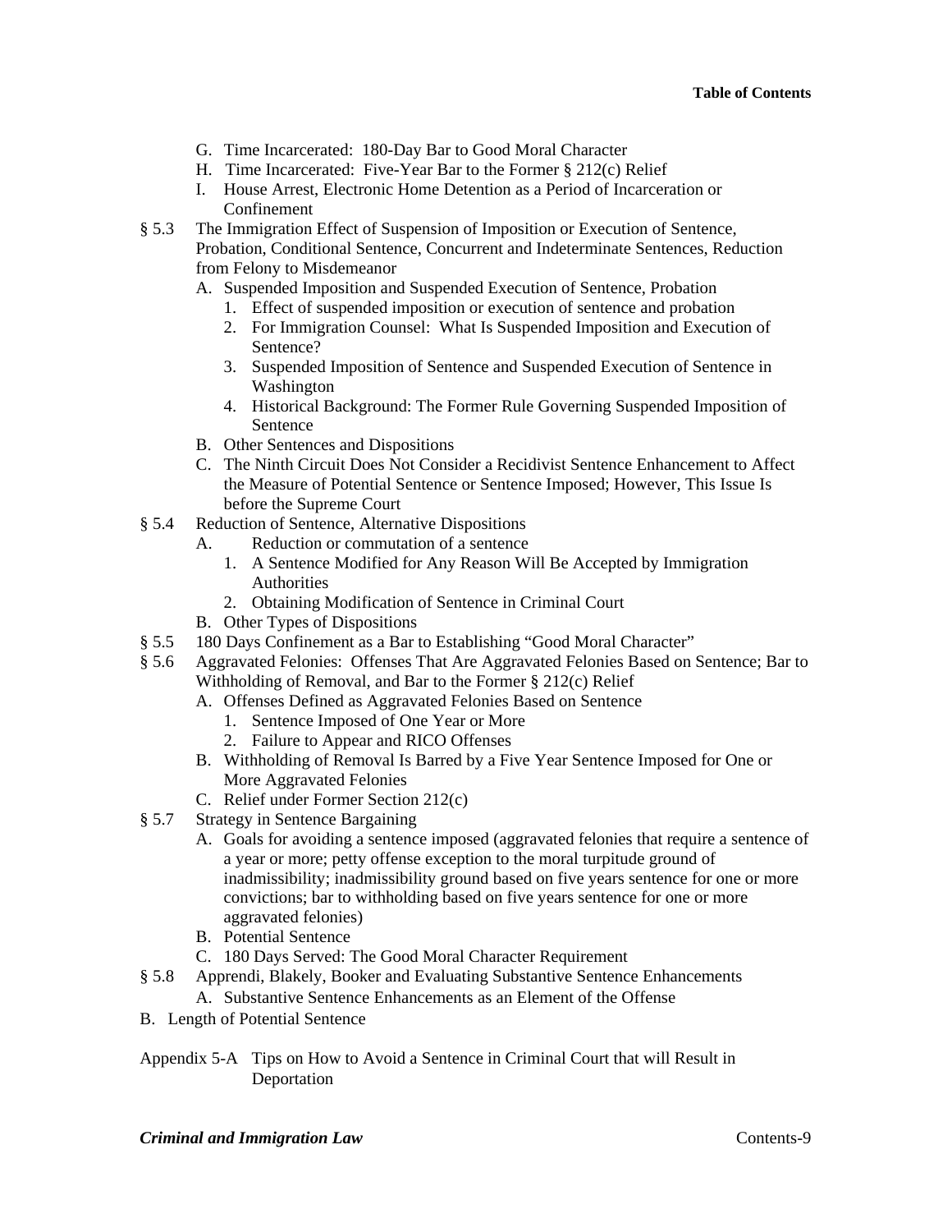- G. Time Incarcerated: 180-Day Bar to Good Moral Character
- H. Time Incarcerated: Five-Year Bar to the Former § 212(c) Relief
- I. House Arrest, Electronic Home Detention as a Period of Incarceration or Confinement

§ 5.3 The Immigration Effect of Suspension of Imposition or Execution of Sentence, Probation, Conditional Sentence, Concurrent and Indeterminate Sentences, Reduction from Felony to Misdemeanor

- A. Suspended Imposition and Suspended Execution of Sentence, Probation
  1. Effect of suspended imposition or execution of sentence and probation
  2. For Immigration Counsel: What Is Suspended Imposition and Execution of Sentence?
  3. Suspended Imposition of Sentence and Suspended Execution of Sentence in Washington
  4. Historical Background: The Former Rule Governing Suspended Imposition of Sentence
- B. Other Sentences and Dispositions
- C. The Ninth Circuit Does Not Consider a Recidivist Sentence Enhancement to Affect the Measure of Potential Sentence or Sentence Imposed; However, This Issue Is before the Supreme Court

§ 5.4 Reduction of Sentence, Alternative Dispositions

- A. Reduction or commutation of a sentence
  1. A Sentence Modified for Any Reason Will Be Accepted by Immigration Authorities
  2. Obtaining Modification of Sentence in Criminal Court
- B. Other Types of Dispositions

§ 5.5 180 Days Confinement as a Bar to Establishing "Good Moral Character"

§ 5.6 Aggravated Felonies: Offenses That Are Aggravated Felonies Based on Sentence; Bar to Withholding of Removal, and Bar to the Former § 212(c) Relief

- A. Offenses Defined as Aggravated Felonies Based on Sentence
  1. Sentence Imposed of One Year or More
  2. Failure to Appear and RICO Offenses
- B. Withholding of Removal Is Barred by a Five Year Sentence Imposed for One or More Aggravated Felonies
- C. Relief under Former Section 212(c)

§ 5.7 Strategy in Sentence Bargaining

- A. Goals for avoiding a sentence imposed (aggravated felonies that require a sentence of a year or more; petty offense exception to the moral turpitude ground of inadmissibility; inadmissibility ground based on five years sentence for one or more convictions; bar to withholding based on five years sentence for one or more aggravated felonies)
- B. Potential Sentence
- C. 180 Days Served: The Good Moral Character Requirement

§ 5.8 Apprendi, Blakely, Booker and Evaluating Substantive Sentence Enhancements

- A. Substantive Sentence Enhancements as an Element of the Offense

B. Length of Potential Sentence

Appendix 5-A Tips on How to Avoid a Sentence in Criminal Court that will Result in Deportation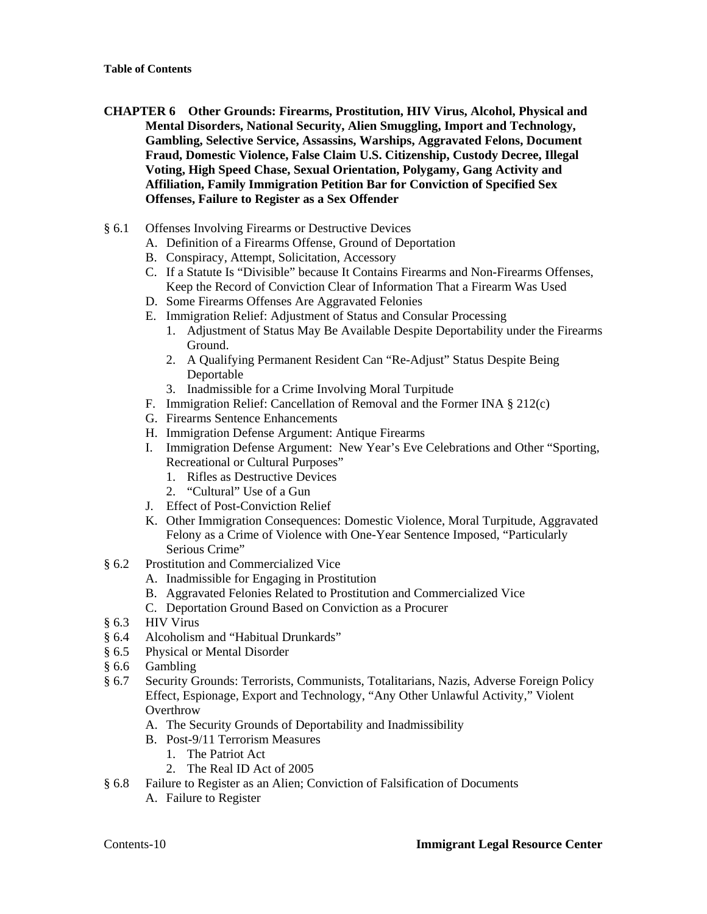**Table of Contents**

**CHAPTER 6 Other Grounds: Firearms, Prostitution, HIV Virus, Alcohol, Physical and Mental Disorders, National Security, Alien Smuggling, Import and Technology, Gambling, Selective Service, Assassins, Warships, Aggravated Felons, Document Fraud, Domestic Violence, False Claim U.S. Citizenship, Custody Decree, Illegal Voting, High Speed Chase, Sexual Orientation, Polygamy, Gang Activity and Affiliation, Family Immigration Petition Bar for Conviction of Specified Sex Offenses, Failure to Register as a Sex Offender**

- § 6.1 Offenses Involving Firearms or Destructive Devices
  - A. Definition of a Firearms Offense, Ground of Deportation
  - B. Conspiracy, Attempt, Solicitation, Accessory
  - C. If a Statute Is "Divisible" because It Contains Firearms and Non-Firearms Offenses, Keep the Record of Conviction Clear of Information That a Firearm Was Used
  - D. Some Firearms Offenses Are Aggravated Felonies
  - E. Immigration Relief: Adjustment of Status and Consular Processing
    1. Adjustment of Status May Be Available Despite Deportability under the Firearms Ground.
    2. A Qualifying Permanent Resident Can "Re-Adjust" Status Despite Being Deportable
    3. Inadmissible for a Crime Involving Moral Turpitude
  - F. Immigration Relief: Cancellation of Removal and the Former INA § 212(c)
  - G. Firearms Sentence Enhancements
  - H. Immigration Defense Argument: Antique Firearms
  - I. Immigration Defense Argument: New Year's Eve Celebrations and Other "Sporting, Recreational or Cultural Purposes"
    1. Rifles as Destructive Devices
    2. "Cultural" Use of a Gun
  - J. Effect of Post-Conviction Relief
  - K. Other Immigration Consequences: Domestic Violence, Moral Turpitude, Aggravated Felony as a Crime of Violence with One-Year Sentence Imposed, "Particularly Serious Crime"
- § 6.2 Prostitution and Commercialized Vice
  - A. Inadmissible for Engaging in Prostitution
  - B. Aggravated Felonies Related to Prostitution and Commercialized Vice
  - C. Deportation Ground Based on Conviction as a Procurer
- § 6.3 HIV Virus
- § 6.4 Alcoholism and "Habitual Drunkards"
- § 6.5 Physical or Mental Disorder
- § 6.6 Gambling
- § 6.7 Security Grounds: Terrorists, Communists, Totalitarians, Nazis, Adverse Foreign Policy Effect, Espionage, Export and Technology, "Any Other Unlawful Activity," Violent Overthrow
  - A. The Security Grounds of Deportability and Inadmissibility
  - B. Post-9/11 Terrorism Measures
    1. The Patriot Act
    2. The Real ID Act of 2005
- § 6.8 Failure to Register as an Alien; Conviction of Falsification of Documents
  - A. Failure to Register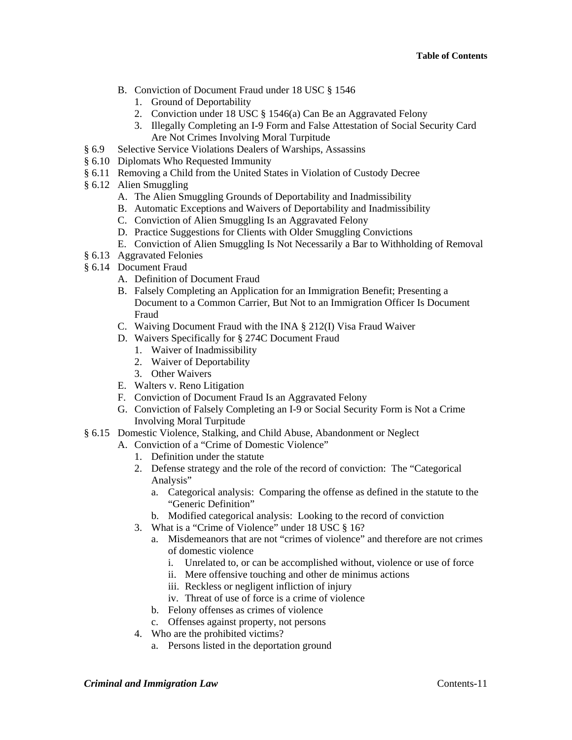B. Conviction of Document Fraud under 18 USC § 1546
   1. Ground of Deportability
   2. Conviction under 18 USC § 1546(a) Can Be an Aggravated Felony
   3. Illegally Completing an I-9 Form and False Attestation of Social Security Card Are Not Crimes Involving Moral Turpitude

§ 6.9 Selective Service Violations Dealers of Warships, Assassins

§ 6.10 Diplomats Who Requested Immunity

§ 6.11 Removing a Child from the United States in Violation of Custody Decree

§ 6.12 Alien Smuggling
- A. The Alien Smuggling Grounds of Deportability and Inadmissibility
- B. Automatic Exceptions and Waivers of Deportability and Inadmissibility
- C. Conviction of Alien Smuggling Is an Aggravated Felony
- D. Practice Suggestions for Clients with Older Smuggling Convictions
- E. Conviction of Alien Smuggling Is Not Necessarily a Bar to Withholding of Removal

§ 6.13 Aggravated Felonies

§ 6.14 Document Fraud
- A. Definition of Document Fraud
- B. Falsely Completing an Application for an Immigration Benefit; Presenting a Document to a Common Carrier, But Not to an Immigration Officer Is Document Fraud
- C. Waiving Document Fraud with the INA § 212(I) Visa Fraud Waiver
- D. Waivers Specifically for § 274C Document Fraud
   1. Waiver of Inadmissibility
   2. Waiver of Deportability
   3. Other Waivers
- E. Walters v. Reno Litigation
- F. Conviction of Document Fraud Is an Aggravated Felony
- G. Conviction of Falsely Completing an I-9 or Social Security Form is Not a Crime Involving Moral Turpitude

§ 6.15 Domestic Violence, Stalking, and Child Abuse, Abandonment or Neglect
- A. Conviction of a "Crime of Domestic Violence"
   1. Definition under the statute
   2. Defense strategy and the role of the record of conviction: The "Categorical Analysis"
      - a. Categorical analysis: Comparing the offense as defined in the statute to the "Generic Definition"
      - b. Modified categorical analysis: Looking to the record of conviction
   3. What is a "Crime of Violence" under 18 USC § 16?
      - a. Misdemeanors that are not "crimes of violence" and therefore are not crimes of domestic violence
         - i. Unrelated to, or can be accomplished without, violence or use of force
         - ii. Mere offensive touching and other de minimus actions
         - iii. Reckless or negligent infliction of injury
         - iv. Threat of use of force is a crime of violence
      - b. Felony offenses as crimes of violence
      - c. Offenses against property, not persons
   4. Who are the prohibited victims?
      - a. Persons listed in the deportation ground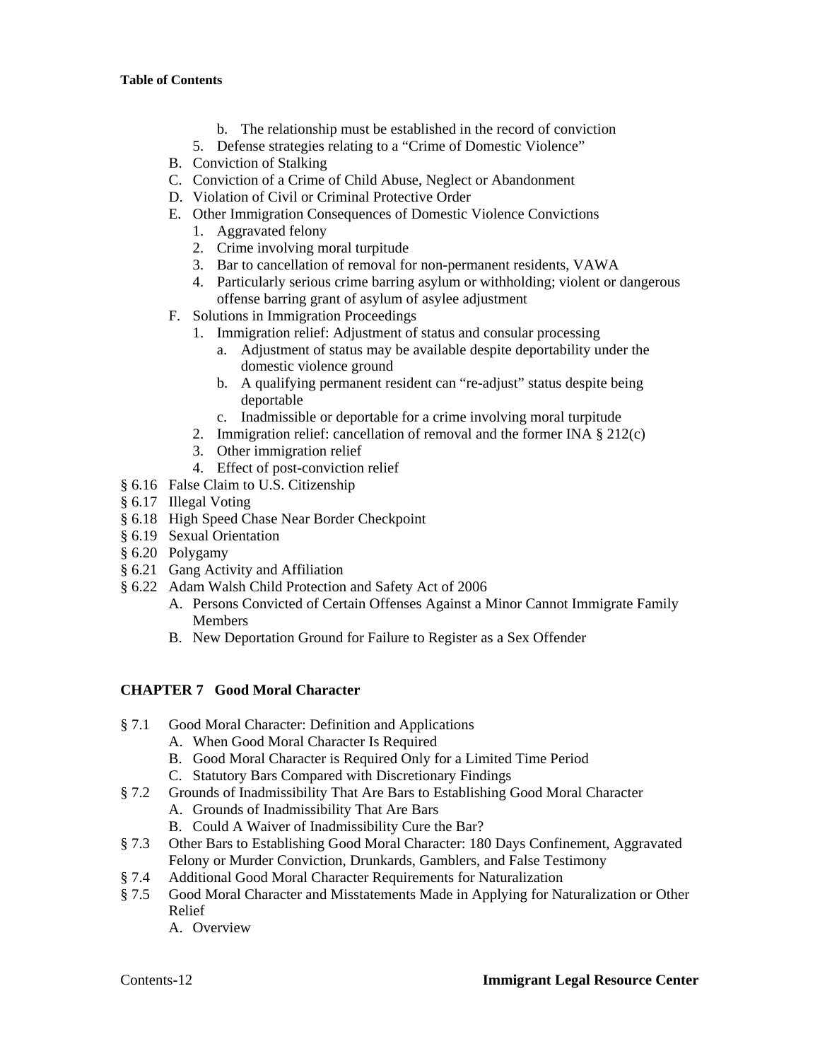b. The relationship must be established in the record of conviction

5. Defense strategies relating to a "Crime of Domestic Violence"

B. Conviction of Stalking

C. Conviction of a Crime of Child Abuse, Neglect or Abandonment

D. Violation of Civil or Criminal Protective Order

E. Other Immigration Consequences of Domestic Violence Convictions

1. Aggravated felony
2. Crime involving moral turpitude
3. Bar to cancellation of removal for non-permanent residents, VAWA
4. Particularly serious crime barring asylum or withholding; violent or dangerous offense barring grant of asylum of asylee adjustment

F. Solutions in Immigration Proceedings

1. Immigration relief: Adjustment of status and consular processing
   a. Adjustment of status may be available despite deportability under the domestic violence ground
   b. A qualifying permanent resident can "re-adjust" status despite being deportable
   c. Inadmissible or deportable for a crime involving moral turpitude
2. Immigration relief: cancellation of removal and the former INA § 212(c)
3. Other immigration relief
4. Effect of post-conviction relief

§ 6.16 False Claim to U.S. Citizenship

§ 6.17 Illegal Voting

§ 6.18 High Speed Chase Near Border Checkpoint

§ 6.19 Sexual Orientation

§ 6.20 Polygamy

§ 6.21 Gang Activity and Affiliation

§ 6.22 Adam Walsh Child Protection and Safety Act of 2006

A. Persons Convicted of Certain Offenses Against a Minor Cannot Immigrate Family Members

B. New Deportation Ground for Failure to Register as a Sex Offender

## CHAPTER 7 Good Moral Character

§ 7.1 Good Moral Character: Definition and Applications

A. When Good Moral Character Is Required

B. Good Moral Character is Required Only for a Limited Time Period

C. Statutory Bars Compared with Discretionary Findings

§ 7.2 Grounds of Inadmissibility That Are Bars to Establishing Good Moral Character

A. Grounds of Inadmissibility That Are Bars

B. Could A Waiver of Inadmissibility Cure the Bar?

§ 7.3 Other Bars to Establishing Good Moral Character: 180 Days Confinement, Aggravated Felony or Murder Conviction, Drunkards, Gamblers, and False Testimony

§ 7.4 Additional Good Moral Character Requirements for Naturalization

§ 7.5 Good Moral Character and Misstatements Made in Applying for Naturalization or Other Relief

A. Overview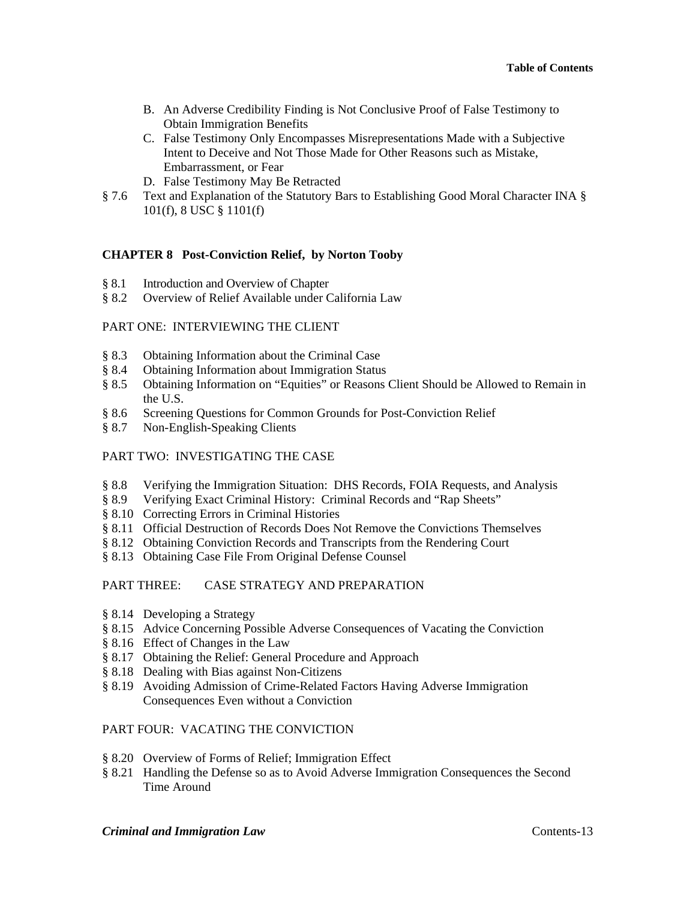B. An Adverse Credibility Finding is Not Conclusive Proof of False Testimony to Obtain Immigration Benefits
C. False Testimony Only Encompasses Misrepresentations Made with a Subjective Intent to Deceive and Not Those Made for Other Reasons such as Mistake, Embarrassment, or Fear
D. False Testimony May Be Retracted

§ 7.6 Text and Explanation of the Statutory Bars to Establishing Good Moral Character INA § 101(f), 8 USC § 1101(f)

## CHAPTER 8 Post-Conviction Relief, by Norton Tooby

§ 8.1 Introduction and Overview of Chapter
§ 8.2 Overview of Relief Available under California Law

### PART ONE: INTERVIEWING THE CLIENT

§ 8.3 Obtaining Information about the Criminal Case
§ 8.4 Obtaining Information about Immigration Status
§ 8.5 Obtaining Information on "Equities" or Reasons Client Should be Allowed to Remain in the U.S.
§ 8.6 Screening Questions for Common Grounds for Post-Conviction Relief
§ 8.7 Non-English-Speaking Clients

### PART TWO: INVESTIGATING THE CASE

§ 8.8 Verifying the Immigration Situation: DHS Records, FOIA Requests, and Analysis
§ 8.9 Verifying Exact Criminal History: Criminal Records and "Rap Sheets"
§ 8.10 Correcting Errors in Criminal Histories
§ 8.11 Official Destruction of Records Does Not Remove the Convictions Themselves
§ 8.12 Obtaining Conviction Records and Transcripts from the Rendering Court
§ 8.13 Obtaining Case File From Original Defense Counsel

### PART THREE: CASE STRATEGY AND PREPARATION

§ 8.14 Developing a Strategy
§ 8.15 Advice Concerning Possible Adverse Consequences of Vacating the Conviction
§ 8.16 Effect of Changes in the Law
§ 8.17 Obtaining the Relief: General Procedure and Approach
§ 8.18 Dealing with Bias against Non-Citizens
§ 8.19 Avoiding Admission of Crime-Related Factors Having Adverse Immigration Consequences Even without a Conviction

### PART FOUR: VACATING THE CONVICTION

§ 8.20 Overview of Forms of Relief; Immigration Effect
§ 8.21 Handling the Defense so as to Avoid Adverse Immigration Consequences the Second Time Around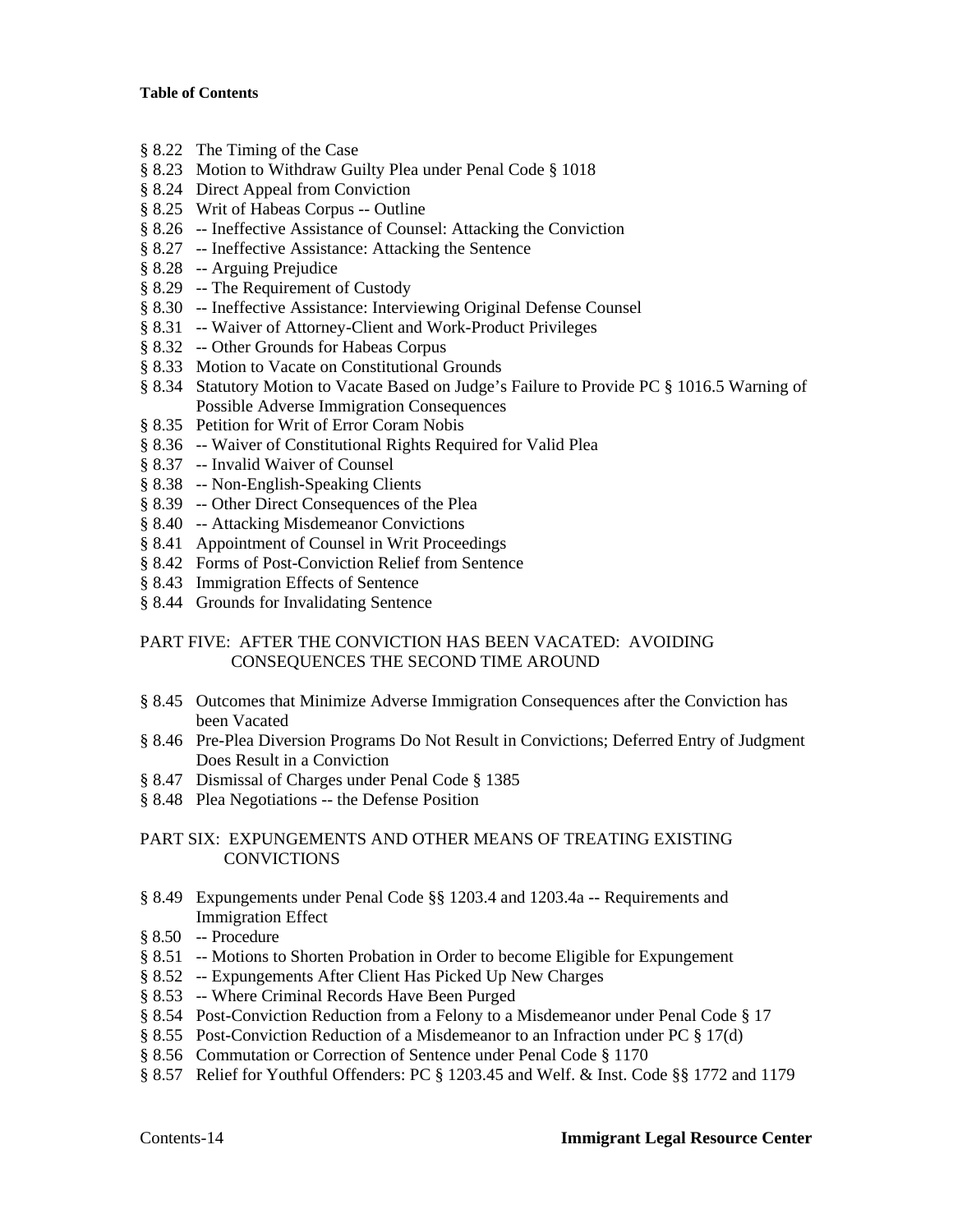**Table of Contents**

§ 8.22 The Timing of the Case
§ 8.23 Motion to Withdraw Guilty Plea under Penal Code § 1018
§ 8.24 Direct Appeal from Conviction
§ 8.25 Writ of Habeas Corpus -- Outline
§ 8.26 -- Ineffective Assistance of Counsel: Attacking the Conviction
§ 8.27 -- Ineffective Assistance: Attacking the Sentence
§ 8.28 -- Arguing Prejudice
§ 8.29 -- The Requirement of Custody
§ 8.30 -- Ineffective Assistance: Interviewing Original Defense Counsel
§ 8.31 -- Waiver of Attorney-Client and Work-Product Privileges
§ 8.32 -- Other Grounds for Habeas Corpus
§ 8.33 Motion to Vacate on Constitutional Grounds
§ 8.34 Statutory Motion to Vacate Based on Judge's Failure to Provide PC § 1016.5 Warning of Possible Adverse Immigration Consequences
§ 8.35 Petition for Writ of Error Coram Nobis
§ 8.36 -- Waiver of Constitutional Rights Required for Valid Plea
§ 8.37 -- Invalid Waiver of Counsel
§ 8.38 -- Non-English-Speaking Clients
§ 8.39 -- Other Direct Consequences of the Plea
§ 8.40 -- Attacking Misdemeanor Convictions
§ 8.41 Appointment of Counsel in Writ Proceedings
§ 8.42 Forms of Post-Conviction Relief from Sentence
§ 8.43 Immigration Effects of Sentence
§ 8.44 Grounds for Invalidating Sentence

## PART FIVE: AFTER THE CONVICTION HAS BEEN VACATED: AVOIDING CONSEQUENCES THE SECOND TIME AROUND

§ 8.45 Outcomes that Minimize Adverse Immigration Consequences after the Conviction has been Vacated
§ 8.46 Pre-Plea Diversion Programs Do Not Result in Convictions; Deferred Entry of Judgment Does Result in a Conviction
§ 8.47 Dismissal of Charges under Penal Code § 1385
§ 8.48 Plea Negotiations -- the Defense Position

## PART SIX: EXPUNGEMENTS AND OTHER MEANS OF TREATING EXISTING CONVICTIONS

§ 8.49 Expungements under Penal Code §§ 1203.4 and 1203.4a -- Requirements and Immigration Effect
§ 8.50 -- Procedure
§ 8.51 -- Motions to Shorten Probation in Order to become Eligible for Expungement
§ 8.52 -- Expungements After Client Has Picked Up New Charges
§ 8.53 -- Where Criminal Records Have Been Purged
§ 8.54 Post-Conviction Reduction from a Felony to a Misdemeanor under Penal Code § 17
§ 8.55 Post-Conviction Reduction of a Misdemeanor to an Infraction under PC § 17(d)
§ 8.56 Commutation or Correction of Sentence under Penal Code § 1170
§ 8.57 Relief for Youthful Offenders: PC § 1203.45 and Welf. & Inst. Code §§ 1772 and 1179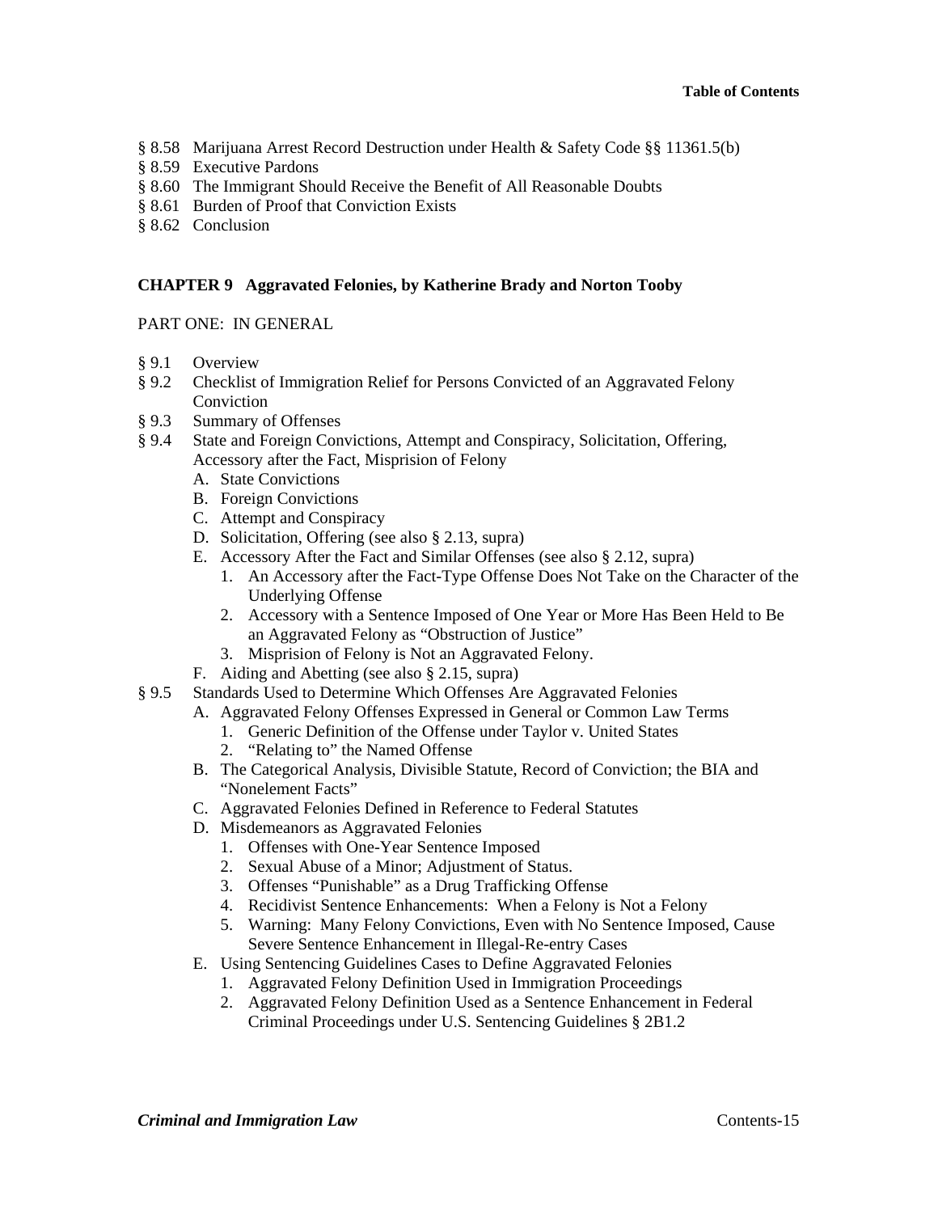§ 8.58 Marijuana Arrest Record Destruction under Health & Safety Code §§ 11361.5(b)
§ 8.59 Executive Pardons
§ 8.60 The Immigrant Should Receive the Benefit of All Reasonable Doubts
§ 8.61 Burden of Proof that Conviction Exists
§ 8.62 Conclusion

## CHAPTER 9 Aggravated Felonies, by Katherine Brady and Norton Tooby

PART ONE: IN GENERAL

§ 9.1 Overview
§ 9.2 Checklist of Immigration Relief for Persons Convicted of an Aggravated Felony Conviction
§ 9.3 Summary of Offenses
§ 9.4 State and Foreign Convictions, Attempt and Conspiracy, Solicitation, Offering, Accessory after the Fact, Misprision of Felony
- A. State Convictions
- B. Foreign Convictions
- C. Attempt and Conspiracy
- D. Solicitation, Offering (see also § 2.13, supra)
- E. Accessory After the Fact and Similar Offenses (see also § 2.12, supra)
    1. An Accessory after the Fact-Type Offense Does Not Take on the Character of the Underlying Offense
    2. Accessory with a Sentence Imposed of One Year or More Has Been Held to Be an Aggravated Felony as "Obstruction of Justice"
    3. Misprision of Felony is Not an Aggravated Felony.
- F. Aiding and Abetting (see also § 2.15, supra)

§ 9.5 Standards Used to Determine Which Offenses Are Aggravated Felonies
- A. Aggravated Felony Offenses Expressed in General or Common Law Terms
    1. Generic Definition of the Offense under Taylor v. United States
    2. "Relating to" the Named Offense
- B. The Categorical Analysis, Divisible Statute, Record of Conviction; the BIA and "Nonelement Facts"
- C. Aggravated Felonies Defined in Reference to Federal Statutes
- D. Misdemeanors as Aggravated Felonies
    1. Offenses with One-Year Sentence Imposed
    2. Sexual Abuse of a Minor; Adjustment of Status.
    3. Offenses "Punishable" as a Drug Trafficking Offense
    4. Recidivist Sentence Enhancements: When a Felony is Not a Felony
    5. Warning: Many Felony Convictions, Even with No Sentence Imposed, Cause Severe Sentence Enhancement in Illegal-Re-entry Cases
- E. Using Sentencing Guidelines Cases to Define Aggravated Felonies
    1. Aggravated Felony Definition Used in Immigration Proceedings
    2. Aggravated Felony Definition Used as a Sentence Enhancement in Federal Criminal Proceedings under U.S. Sentencing Guidelines § 2B1.2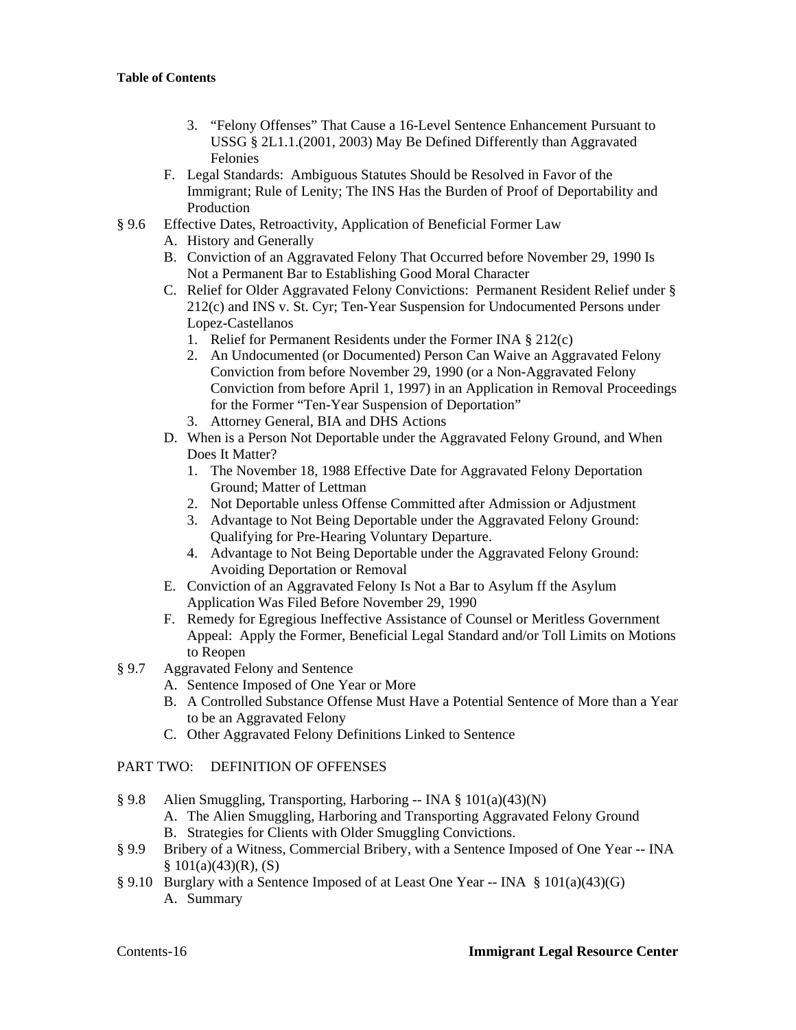**Table of Contents**

3. "Felony Offenses" That Cause a 16-Level Sentence Enhancement Pursuant to USSG § 2L1.1.(2001, 2003) May Be Defined Differently than Aggravated Felonies

F. Legal Standards: Ambiguous Statutes Should be Resolved in Favor of the Immigrant; Rule of Lenity; The INS Has the Burden of Proof of Deportability and Production

§ 9.6 Effective Dates, Retroactivity, Application of Beneficial Former Law

A. History and Generally

B. Conviction of an Aggravated Felony That Occurred before November 29, 1990 Is Not a Permanent Bar to Establishing Good Moral Character

C. Relief for Older Aggravated Felony Convictions: Permanent Resident Relief under § 212(c) and INS v. St. Cyr; Ten-Year Suspension for Undocumented Persons under Lopez-Castellanos

1. Relief for Permanent Residents under the Former INA § 212(c)
2. An Undocumented (or Documented) Person Can Waive an Aggravated Felony Conviction from before November 29, 1990 (or a Non-Aggravated Felony Conviction from before April 1, 1997) in an Application in Removal Proceedings for the Former "Ten-Year Suspension of Deportation"
3. Attorney General, BIA and DHS Actions

D. When is a Person Not Deportable under the Aggravated Felony Ground, and When Does It Matter?

1. The November 18, 1988 Effective Date for Aggravated Felony Deportation Ground; Matter of Lettman
2. Not Deportable unless Offense Committed after Admission or Adjustment
3. Advantage to Not Being Deportable under the Aggravated Felony Ground: Qualifying for Pre-Hearing Voluntary Departure.
4. Advantage to Not Being Deportable under the Aggravated Felony Ground: Avoiding Deportation or Removal

E. Conviction of an Aggravated Felony Is Not a Bar to Asylum ff the Asylum Application Was Filed Before November 29, 1990

F. Remedy for Egregious Ineffective Assistance of Counsel or Meritless Government Appeal: Apply the Former, Beneficial Legal Standard and/or Toll Limits on Motions to Reopen

§ 9.7 Aggravated Felony and Sentence

A. Sentence Imposed of One Year or More

B. A Controlled Substance Offense Must Have a Potential Sentence of More than a Year to be an Aggravated Felony

C. Other Aggravated Felony Definitions Linked to Sentence

PART TWO: DEFINITION OF OFFENSES

§ 9.8 Alien Smuggling, Transporting, Harboring -- INA § 101(a)(43)(N)

A. The Alien Smuggling, Harboring and Transporting Aggravated Felony Ground

B. Strategies for Clients with Older Smuggling Convictions.

§ 9.9 Bribery of a Witness, Commercial Bribery, with a Sentence Imposed of One Year -- INA § 101(a)(43)(R), (S)

§ 9.10 Burglary with a Sentence Imposed of at Least One Year -- INA § 101(a)(43)(G)

A. Summary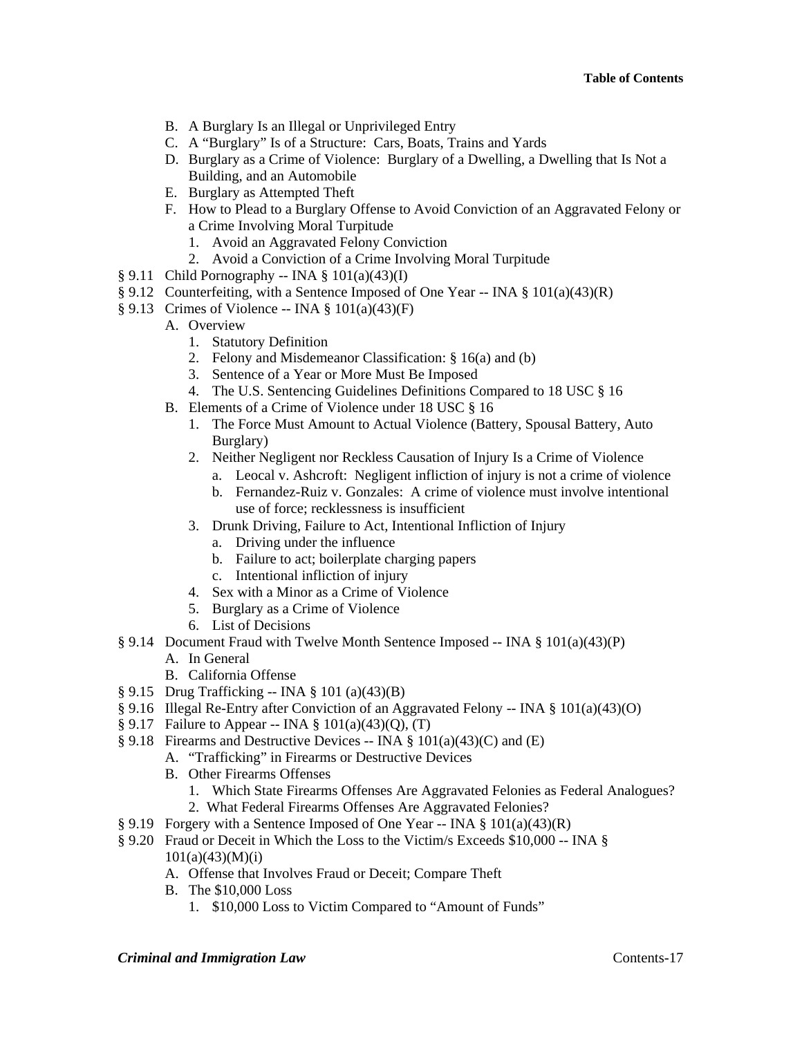B. A Burglary Is an Illegal or Unprivileged Entry
C. A "Burglary" Is of a Structure: Cars, Boats, Trains and Yards
D. Burglary as a Crime of Violence: Burglary of a Dwelling, a Dwelling that Is Not a Building, and an Automobile
E. Burglary as Attempted Theft
F. How to Plead to a Burglary Offense to Avoid Conviction of an Aggravated Felony or a Crime Involving Moral Turpitude
    1. Avoid an Aggravated Felony Conviction
    2. Avoid a Conviction of a Crime Involving Moral Turpitude

§ 9.11 Child Pornography -- INA § 101(a)(43)(I)

§ 9.12 Counterfeiting, with a Sentence Imposed of One Year -- INA § 101(a)(43)(R)

§ 9.13 Crimes of Violence -- INA § 101(a)(43)(F)
- A. Overview
    1. Statutory Definition
    2. Felony and Misdemeanor Classification: § 16(a) and (b)
    3. Sentence of a Year or More Must Be Imposed
    4. The U.S. Sentencing Guidelines Definitions Compared to 18 USC § 16
- B. Elements of a Crime of Violence under 18 USC § 16
    1. The Force Must Amount to Actual Violence (Battery, Spousal Battery, Auto Burglary)
    2. Neither Negligent nor Reckless Causation of Injury Is a Crime of Violence
        - a. Leocal v. Ashcroft: Negligent infliction of injury is not a crime of violence
        - b. Fernandez-Ruiz v. Gonzales: A crime of violence must involve intentional use of force; recklessness is insufficient
    3. Drunk Driving, Failure to Act, Intentional Infliction of Injury
        - a. Driving under the influence
        - b. Failure to act; boilerplate charging papers
        - c. Intentional infliction of injury
    4. Sex with a Minor as a Crime of Violence
    5. Burglary as a Crime of Violence
    6. List of Decisions

§ 9.14 Document Fraud with Twelve Month Sentence Imposed -- INA § 101(a)(43)(P)
- A. In General
- B. California Offense

§ 9.15 Drug Trafficking -- INA § 101 (a)(43)(B)

§ 9.16 Illegal Re-Entry after Conviction of an Aggravated Felony -- INA § 101(a)(43)(O)

§ 9.17 Failure to Appear -- INA § 101(a)(43)(Q), (T)

§ 9.18 Firearms and Destructive Devices -- INA § 101(a)(43)(C) and (E)
- A. "Trafficking" in Firearms or Destructive Devices
- B. Other Firearms Offenses
    1. Which State Firearms Offenses Are Aggravated Felonies as Federal Analogues?
    2. What Federal Firearms Offenses Are Aggravated Felonies?

§ 9.19 Forgery with a Sentence Imposed of One Year -- INA § 101(a)(43)(R)

§ 9.20 Fraud or Deceit in Which the Loss to the Victim/s Exceeds $10,000 -- INA § 101(a)(43)(M)(i)
- A. Offense that Involves Fraud or Deceit; Compare Theft
- B. The $10,000 Loss
    1. $10,000 Loss to Victim Compared to "Amount of Funds"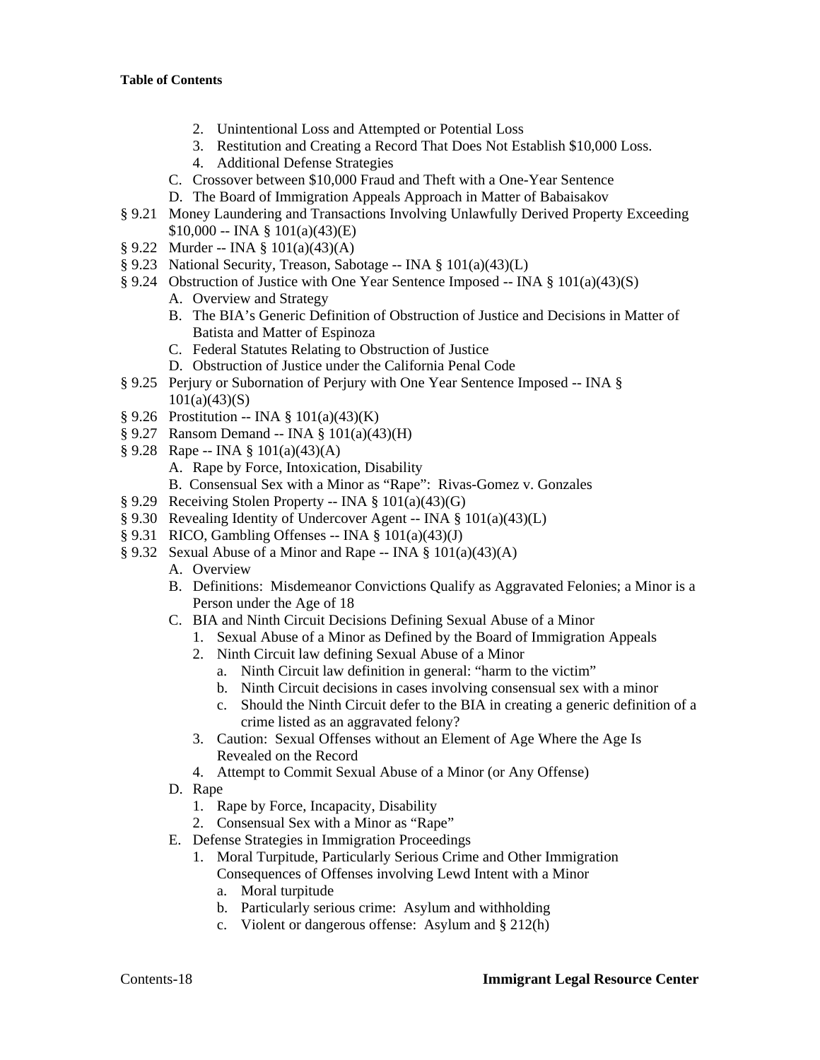**Table of Contents**

- 2. Unintentional Loss and Attempted or Potential Loss
- 3. Restitution and Creating a Record That Does Not Establish $10,000 Loss.
- 4. Additional Defense Strategies

C. Crossover between $10,000 Fraud and Theft with a One-Year Sentence

D. The Board of Immigration Appeals Approach in Matter of Babaisakov

§ 9.21 Money Laundering and Transactions Involving Unlawfully Derived Property Exceeding $10,000 -- INA § 101(a)(43)(E)

§ 9.22 Murder -- INA § 101(a)(43)(A)

§ 9.23 National Security, Treason, Sabotage -- INA § 101(a)(43)(L)

§ 9.24 Obstruction of Justice with One Year Sentence Imposed -- INA § 101(a)(43)(S)

A. Overview and Strategy

B. The BIA's Generic Definition of Obstruction of Justice and Decisions in Matter of Batista and Matter of Espinoza

C. Federal Statutes Relating to Obstruction of Justice

D. Obstruction of Justice under the California Penal Code

§ 9.25 Perjury or Subornation of Perjury with One Year Sentence Imposed -- INA § 101(a)(43)(S)

§ 9.26 Prostitution -- INA § 101(a)(43)(K)

§ 9.27 Ransom Demand -- INA § 101(a)(43)(H)

§ 9.28 Rape -- INA § 101(a)(43)(A)

A. Rape by Force, Intoxication, Disability

B. Consensual Sex with a Minor as "Rape": Rivas-Gomez v. Gonzales

§ 9.29 Receiving Stolen Property -- INA § 101(a)(43)(G)

§ 9.30 Revealing Identity of Undercover Agent -- INA § 101(a)(43)(L)

§ 9.31 RICO, Gambling Offenses -- INA § 101(a)(43)(J)

§ 9.32 Sexual Abuse of a Minor and Rape -- INA § 101(a)(43)(A)

A. Overview

B. Definitions: Misdemeanor Convictions Qualify as Aggravated Felonies; a Minor is a Person under the Age of 18

C. BIA and Ninth Circuit Decisions Defining Sexual Abuse of a Minor

- 1. Sexual Abuse of a Minor as Defined by the Board of Immigration Appeals
- 2. Ninth Circuit law defining Sexual Abuse of a Minor
  - a. Ninth Circuit law definition in general: "harm to the victim"
  - b. Ninth Circuit decisions in cases involving consensual sex with a minor
  - c. Should the Ninth Circuit defer to the BIA in creating a generic definition of a crime listed as an aggravated felony?
- 3. Caution: Sexual Offenses without an Element of Age Where the Age Is Revealed on the Record
- 4. Attempt to Commit Sexual Abuse of a Minor (or Any Offense)

D. Rape

- 1. Rape by Force, Incapacity, Disability
- 2. Consensual Sex with a Minor as "Rape"

E. Defense Strategies in Immigration Proceedings

- 1. Moral Turpitude, Particularly Serious Crime and Other Immigration Consequences of Offenses involving Lewd Intent with a Minor
  - a. Moral turpitude
  - b. Particularly serious crime: Asylum and withholding
  - c. Violent or dangerous offense: Asylum and § 212(h)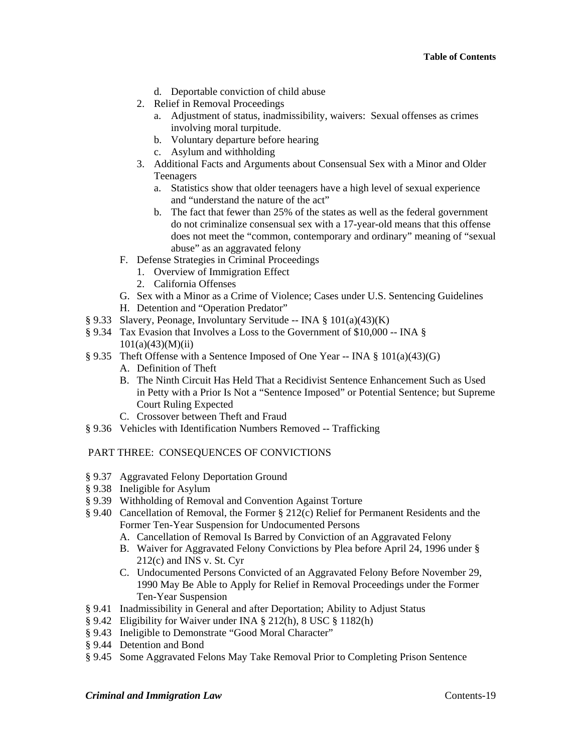d. Deportable conviction of child abuse

2. Relief in Removal Proceedings
   a. Adjustment of status, inadmissibility, waivers: Sexual offenses as crimes involving moral turpitude.
   b. Voluntary departure before hearing
   c. Asylum and withholding
3. Additional Facts and Arguments about Consensual Sex with a Minor and Older Teenagers
   a. Statistics show that older teenagers have a high level of sexual experience and "understand the nature of the act"
   b. The fact that fewer than 25% of the states as well as the federal government do not criminalize consensual sex with a 17-year-old means that this offense does not meet the "common, contemporary and ordinary" meaning of "sexual abuse" as an aggravated felony

F. Defense Strategies in Criminal Proceedings
   1. Overview of Immigration Effect
   2. California Offenses

G. Sex with a Minor as a Crime of Violence; Cases under U.S. Sentencing Guidelines

H. Detention and "Operation Predator"

§ 9.33 Slavery, Peonage, Involuntary Servitude -- INA § 101(a)(43)(K)

§ 9.34 Tax Evasion that Involves a Loss to the Government of $10,000 -- INA § 101(a)(43)(M)(ii)

§ 9.35 Theft Offense with a Sentence Imposed of One Year -- INA § 101(a)(43)(G)
   A. Definition of Theft
   B. The Ninth Circuit Has Held That a Recidivist Sentence Enhancement Such as Used in Petty with a Prior Is Not a "Sentence Imposed" or Potential Sentence; but Supreme Court Ruling Expected
   C. Crossover between Theft and Fraud

§ 9.36 Vehicles with Identification Numbers Removed -- Trafficking

## PART THREE: CONSEQUENCES OF CONVICTIONS

§ 9.37 Aggravated Felony Deportation Ground

§ 9.38 Ineligible for Asylum

§ 9.39 Withholding of Removal and Convention Against Torture

§ 9.40 Cancellation of Removal, the Former § 212(c) Relief for Permanent Residents and the Former Ten-Year Suspension for Undocumented Persons
   A. Cancellation of Removal Is Barred by Conviction of an Aggravated Felony
   B. Waiver for Aggravated Felony Convictions by Plea before April 24, 1996 under § 212(c) and INS v. St. Cyr
   C. Undocumented Persons Convicted of an Aggravated Felony Before November 29, 1990 May Be Able to Apply for Relief in Removal Proceedings under the Former Ten-Year Suspension

§ 9.41 Inadmissibility in General and after Deportation; Ability to Adjust Status

§ 9.42 Eligibility for Waiver under INA § 212(h), 8 USC § 1182(h)

§ 9.43 Ineligible to Demonstrate "Good Moral Character"

§ 9.44 Detention and Bond

§ 9.45 Some Aggravated Felons May Take Removal Prior to Completing Prison Sentence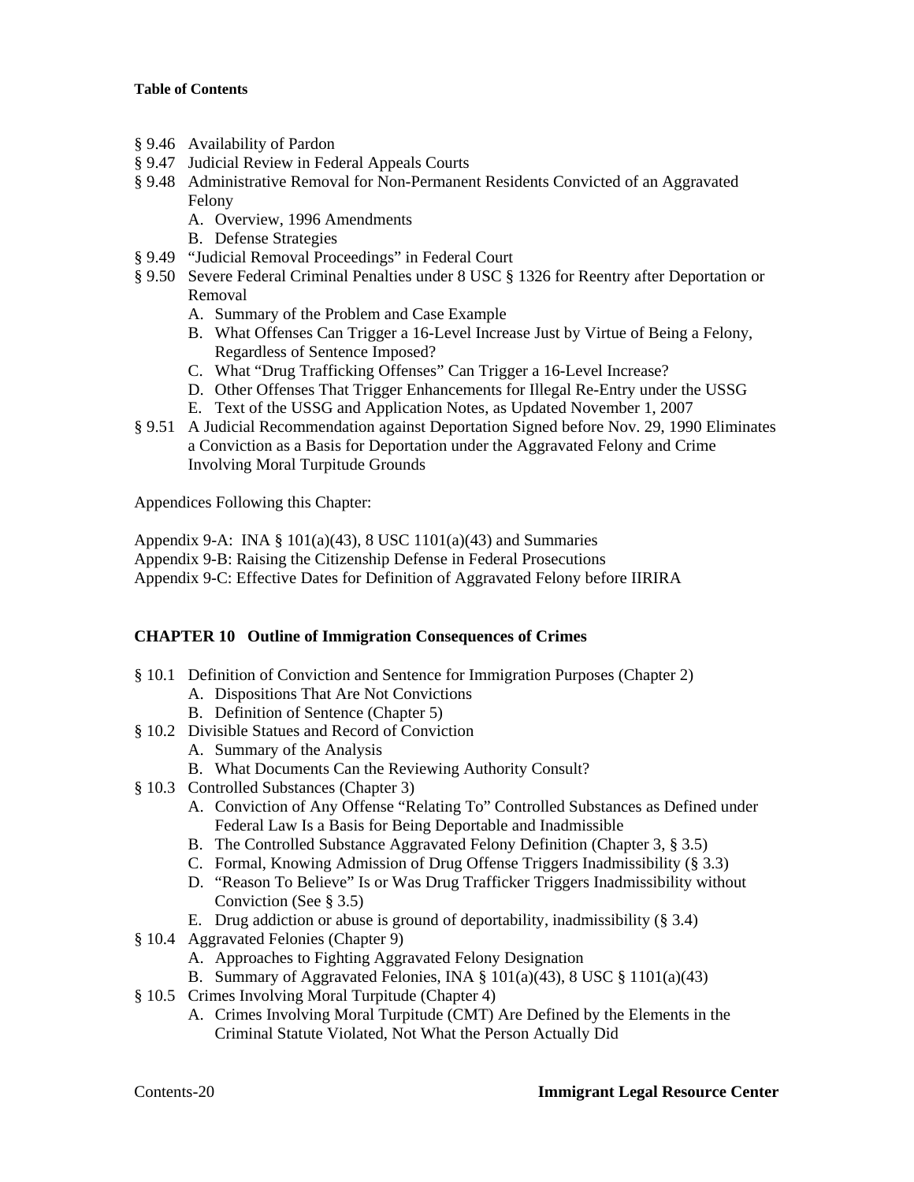**Table of Contents**

- § 9.46 Availability of Pardon
- § 9.47 Judicial Review in Federal Appeals Courts
- § 9.48 Administrative Removal for Non-Permanent Residents Convicted of an Aggravated Felony
  - A. Overview, 1996 Amendments
  - B. Defense Strategies
- § 9.49 "Judicial Removal Proceedings" in Federal Court
- § 9.50 Severe Federal Criminal Penalties under 8 USC § 1326 for Reentry after Deportation or Removal
  - A. Summary of the Problem and Case Example
  - B. What Offenses Can Trigger a 16-Level Increase Just by Virtue of Being a Felony, Regardless of Sentence Imposed?
  - C. What "Drug Trafficking Offenses" Can Trigger a 16-Level Increase?
  - D. Other Offenses That Trigger Enhancements for Illegal Re-Entry under the USSG
  - E. Text of the USSG and Application Notes, as Updated November 1, 2007
- § 9.51 A Judicial Recommendation against Deportation Signed before Nov. 29, 1990 Eliminates a Conviction as a Basis for Deportation under the Aggravated Felony and Crime Involving Moral Turpitude Grounds

Appendices Following this Chapter:

Appendix 9-A: INA § 101(a)(43), 8 USC 1101(a)(43) and Summaries
Appendix 9-B: Raising the Citizenship Defense in Federal Prosecutions
Appendix 9-C: Effective Dates for Definition of Aggravated Felony before IIRIRA

## CHAPTER 10 Outline of Immigration Consequences of Crimes

- § 10.1 Definition of Conviction and Sentence for Immigration Purposes (Chapter 2)
  - A. Dispositions That Are Not Convictions
  - B. Definition of Sentence (Chapter 5)
- § 10.2 Divisible Statues and Record of Conviction
  - A. Summary of the Analysis
  - B. What Documents Can the Reviewing Authority Consult?
- § 10.3 Controlled Substances (Chapter 3)
  - A. Conviction of Any Offense "Relating To" Controlled Substances as Defined under Federal Law Is a Basis for Being Deportable and Inadmissible
  - B. The Controlled Substance Aggravated Felony Definition (Chapter 3, § 3.5)
  - C. Formal, Knowing Admission of Drug Offense Triggers Inadmissibility (§ 3.3)
  - D. "Reason To Believe" Is or Was Drug Trafficker Triggers Inadmissibility without Conviction (See § 3.5)
  - E. Drug addiction or abuse is ground of deportability, inadmissibility (§ 3.4)
- § 10.4 Aggravated Felonies (Chapter 9)
  - A. Approaches to Fighting Aggravated Felony Designation
  - B. Summary of Aggravated Felonies, INA § 101(a)(43), 8 USC § 1101(a)(43)
- § 10.5 Crimes Involving Moral Turpitude (Chapter 4)
  - A. Crimes Involving Moral Turpitude (CMT) Are Defined by the Elements in the Criminal Statute Violated, Not What the Person Actually Did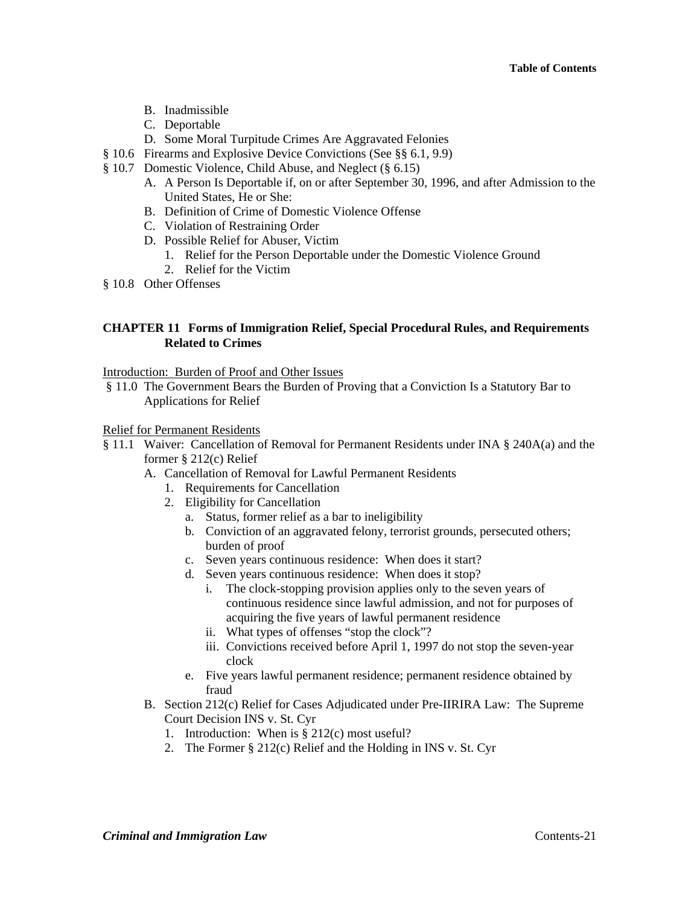- B. Inadmissible
- C. Deportable
- D. Some Moral Turpitude Crimes Are Aggravated Felonies

§ 10.6 Firearms and Explosive Device Convictions (See §§ 6.1, 9.9)

§ 10.7 Domestic Violence, Child Abuse, and Neglect (§ 6.15)
- A. A Person Is Deportable if, on or after September 30, 1996, and after Admission to the United States, He or She:
- B. Definition of Crime of Domestic Violence Offense
- C. Violation of Restraining Order
- D. Possible Relief for Abuser, Victim
  1. Relief for the Person Deportable under the Domestic Violence Ground
  2. Relief for the Victim

§ 10.8 Other Offenses

## CHAPTER 11 Forms of Immigration Relief, Special Procedural Rules, and Requirements Related to Crimes

<u>Introduction: Burden of Proof and Other Issues</u>

§ 11.0 The Government Bears the Burden of Proving that a Conviction Is a Statutory Bar to Applications for Relief

<u>Relief for Permanent Residents</u>

§ 11.1 Waiver: Cancellation of Removal for Permanent Residents under INA § 240A(a) and the former § 212(c) Relief
- A. Cancellation of Removal for Lawful Permanent Residents
  1. Requirements for Cancellation
  2. Eligibility for Cancellation
     - a. Status, former relief as a bar to ineligibility
     - b. Conviction of an aggravated felony, terrorist grounds, persecuted others; burden of proof
     - c. Seven years continuous residence: When does it start?
     - d. Seven years continuous residence: When does it stop?
       - i. The clock-stopping provision applies only to the seven years of continuous residence since lawful admission, and not for purposes of acquiring the five years of lawful permanent residence
       - ii. What types of offenses "stop the clock"?
       - iii. Convictions received before April 1, 1997 do not stop the seven-year clock
     - e. Five years lawful permanent residence; permanent residence obtained by fraud
- B. Section 212(c) Relief for Cases Adjudicated under Pre-IIRIRA Law: The Supreme Court Decision INS v. St. Cyr
  1. Introduction: When is § 212(c) most useful?
  2. The Former § 212(c) Relief and the Holding in INS v. St. Cyr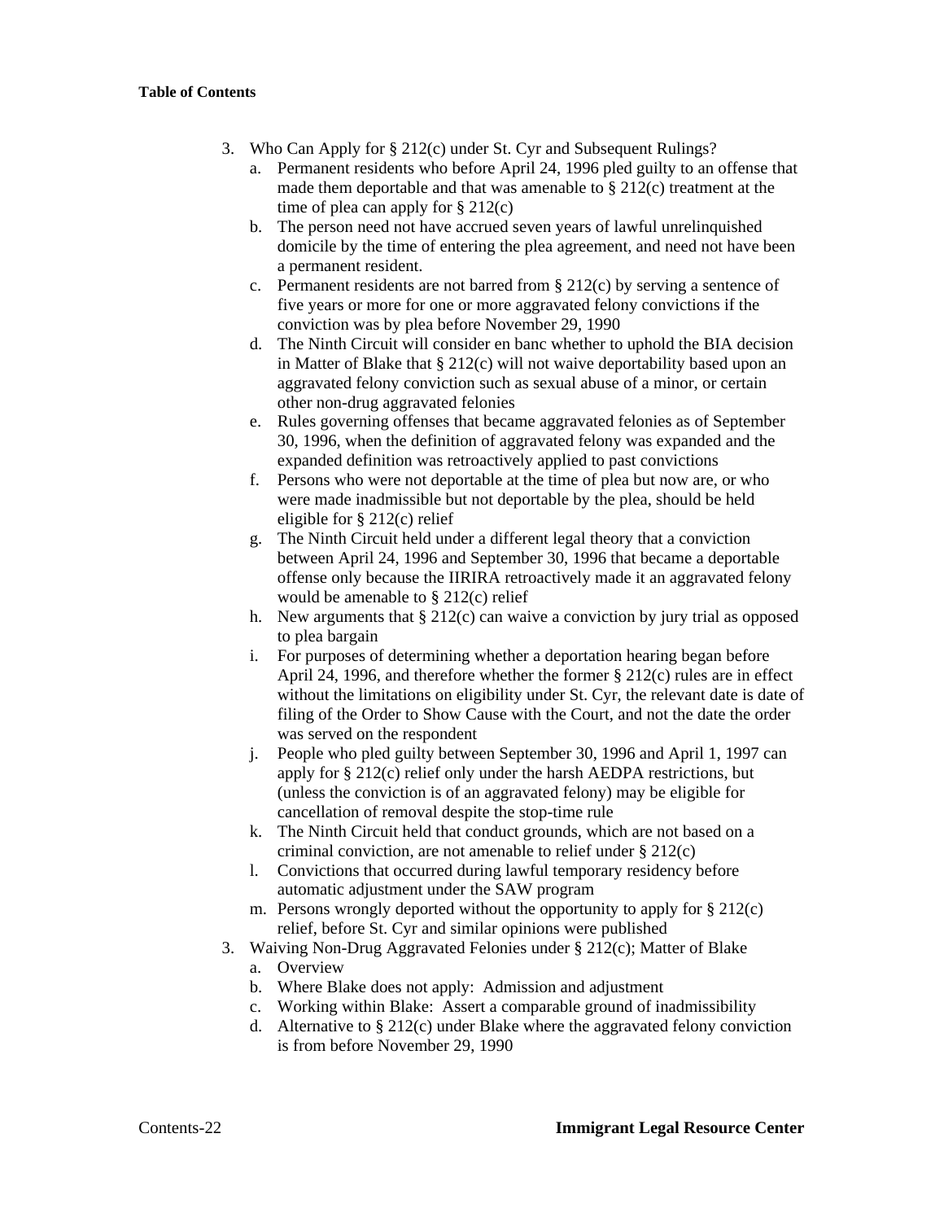**Table of Contents**

3. Who Can Apply for § 212(c) under St. Cyr and Subsequent Rulings?
    a. Permanent residents who before April 24, 1996 pled guilty to an offense that made them deportable and that was amenable to § 212(c) treatment at the time of plea can apply for § 212(c)
    b. The person need not have accrued seven years of lawful unrelinquished domicile by the time of entering the plea agreement, and need not have been a permanent resident.
    c. Permanent residents are not barred from § 212(c) by serving a sentence of five years or more for one or more aggravated felony convictions if the conviction was by plea before November 29, 1990
    d. The Ninth Circuit will consider en banc whether to uphold the BIA decision in Matter of Blake that § 212(c) will not waive deportability based upon an aggravated felony conviction such as sexual abuse of a minor, or certain other non-drug aggravated felonies
    e. Rules governing offenses that became aggravated felonies as of September 30, 1996, when the definition of aggravated felony was expanded and the expanded definition was retroactively applied to past convictions
    f. Persons who were not deportable at the time of plea but now are, or who were made inadmissible but not deportable by the plea, should be held eligible for § 212(c) relief
    g. The Ninth Circuit held under a different legal theory that a conviction between April 24, 1996 and September 30, 1996 that became a deportable offense only because the IIRIRA retroactively made it an aggravated felony would be amenable to § 212(c) relief
    h. New arguments that § 212(c) can waive a conviction by jury trial as opposed to plea bargain
    i. For purposes of determining whether a deportation hearing began before April 24, 1996, and therefore whether the former § 212(c) rules are in effect without the limitations on eligibility under St. Cyr, the relevant date is date of filing of the Order to Show Cause with the Court, and not the date the order was served on the respondent
    j. People who pled guilty between September 30, 1996 and April 1, 1997 can apply for § 212(c) relief only under the harsh AEDPA restrictions, but (unless the conviction is of an aggravated felony) may be eligible for cancellation of removal despite the stop-time rule
    k. The Ninth Circuit held that conduct grounds, which are not based on a criminal conviction, are not amenable to relief under § 212(c)
    l. Convictions that occurred during lawful temporary residency before automatic adjustment under the SAW program
    m. Persons wrongly deported without the opportunity to apply for § 212(c) relief, before St. Cyr and similar opinions were published
3. Waiving Non-Drug Aggravated Felonies under § 212(c); Matter of Blake
    a. Overview
    b. Where Blake does not apply: Admission and adjustment
    c. Working within Blake: Assert a comparable ground of inadmissibility
    d. Alternative to § 212(c) under Blake where the aggravated felony conviction is from before November 29, 1990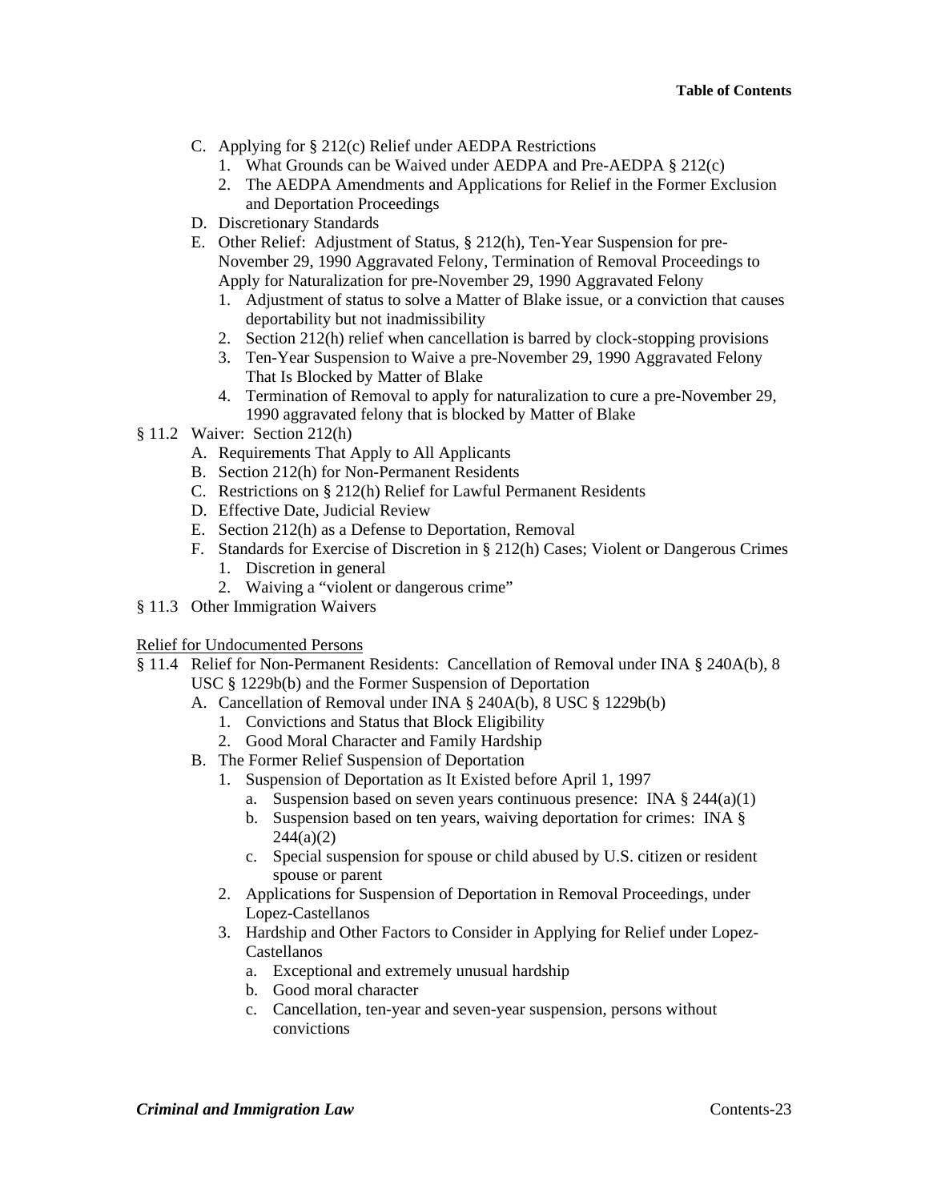C. Applying for § 212(c) Relief under AEDPA Restrictions
   1. What Grounds can be Waived under AEDPA and Pre-AEDPA § 212(c)
   2. The AEDPA Amendments and Applications for Relief in the Former Exclusion and Deportation Proceedings
D. Discretionary Standards
E. Other Relief: Adjustment of Status, § 212(h), Ten-Year Suspension for pre-November 29, 1990 Aggravated Felony, Termination of Removal Proceedings to Apply for Naturalization for pre-November 29, 1990 Aggravated Felony
   1. Adjustment of status to solve a Matter of Blake issue, or a conviction that causes deportability but not inadmissibility
   2. Section 212(h) relief when cancellation is barred by clock-stopping provisions
   3. Ten-Year Suspension to Waive a pre-November 29, 1990 Aggravated Felony That Is Blocked by Matter of Blake
   4. Termination of Removal to apply for naturalization to cure a pre-November 29, 1990 aggravated felony that is blocked by Matter of Blake

§ 11.2 Waiver: Section 212(h)
- A. Requirements That Apply to All Applicants
- B. Section 212(h) for Non-Permanent Residents
- C. Restrictions on § 212(h) Relief for Lawful Permanent Residents
- D. Effective Date, Judicial Review
- E. Section 212(h) as a Defense to Deportation, Removal
- F. Standards for Exercise of Discretion in § 212(h) Cases; Violent or Dangerous Crimes
  1. Discretion in general
  2. Waiving a "violent or dangerous crime"

§ 11.3 Other Immigration Waivers

Relief for Undocumented Persons

§ 11.4 Relief for Non-Permanent Residents: Cancellation of Removal under INA § 240A(b), 8 USC § 1229b(b) and the Former Suspension of Deportation
- A. Cancellation of Removal under INA § 240A(b), 8 USC § 1229b(b)
  1. Convictions and Status that Block Eligibility
  2. Good Moral Character and Family Hardship
- B. The Former Relief Suspension of Deportation
  1. Suspension of Deportation as It Existed before April 1, 1997
     a. Suspension based on seven years continuous presence: INA § 244(a)(1)
     b. Suspension based on ten years, waiving deportation for crimes: INA § 244(a)(2)
     c. Special suspension for spouse or child abused by U.S. citizen or resident spouse or parent
  2. Applications for Suspension of Deportation in Removal Proceedings, under Lopez-Castellanos
  3. Hardship and Other Factors to Consider in Applying for Relief under Lopez-Castellanos
     a. Exceptional and extremely unusual hardship
     b. Good moral character
     c. Cancellation, ten-year and seven-year suspension, persons without convictions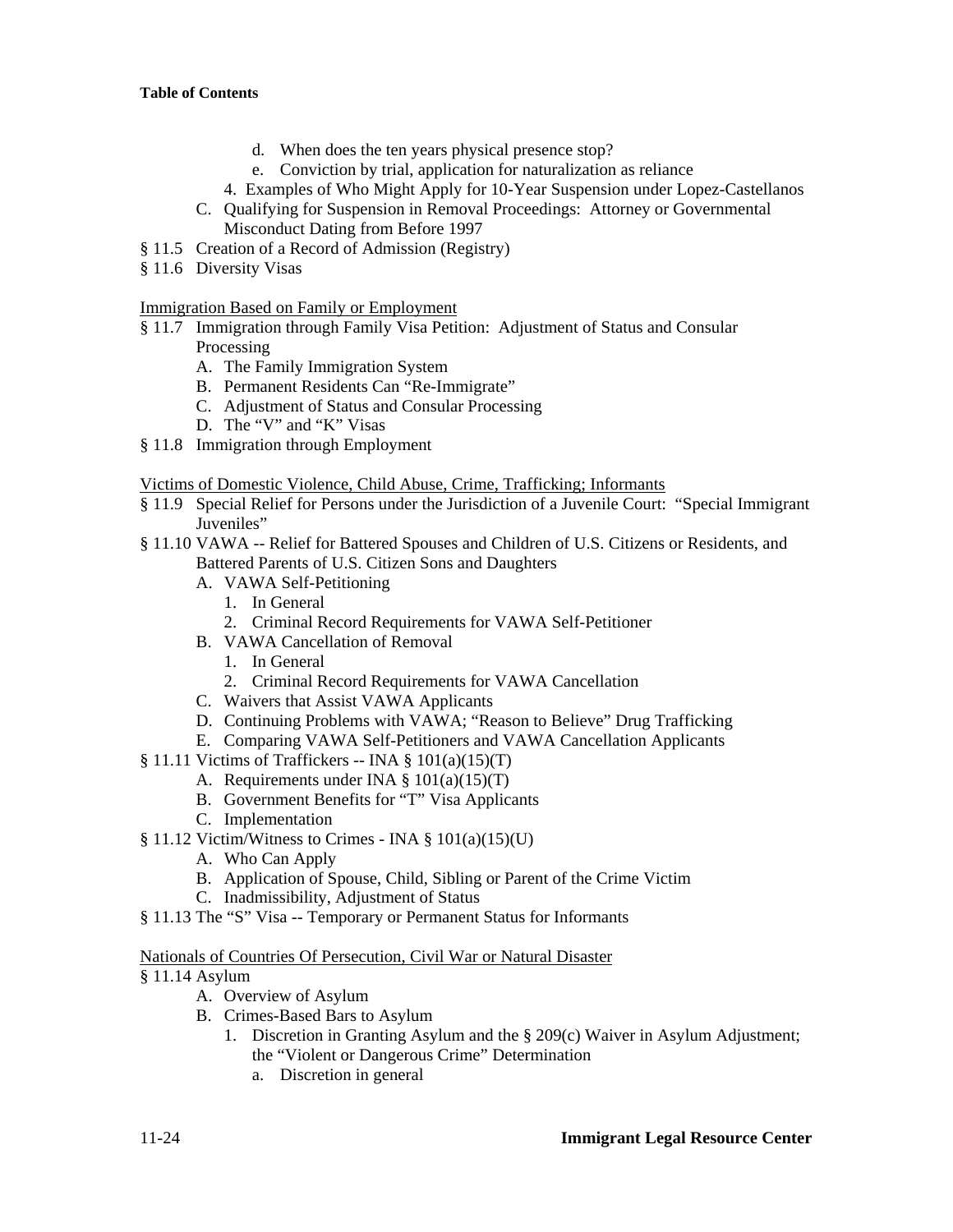**Table of Contents**

- d. When does the ten years physical presence stop?
- e. Conviction by trial, application for naturalization as reliance
4. Examples of Who Might Apply for 10-Year Suspension under Lopez-Castellanos

C. Qualifying for Suspension in Removal Proceedings: Attorney or Governmental Misconduct Dating from Before 1997

§ 11.5 Creation of a Record of Admission (Registry)

§ 11.6 Diversity Visas

<u>Immigration Based on Family or Employment</u>

§ 11.7 Immigration through Family Visa Petition: Adjustment of Status and Consular Processing

- A. The Family Immigration System
- B. Permanent Residents Can "Re-Immigrate"
- C. Adjustment of Status and Consular Processing
- D. The "V" and "K" Visas

§ 11.8 Immigration through Employment

<u>Victims of Domestic Violence, Child Abuse, Crime, Trafficking; Informants</u>

§ 11.9 Special Relief for Persons under the Jurisdiction of a Juvenile Court: "Special Immigrant Juveniles"

§ 11.10 VAWA -- Relief for Battered Spouses and Children of U.S. Citizens or Residents, and Battered Parents of U.S. Citizen Sons and Daughters

- A. VAWA Self-Petitioning
  1. In General
  2. Criminal Record Requirements for VAWA Self-Petitioner
- B. VAWA Cancellation of Removal
  1. In General
  2. Criminal Record Requirements for VAWA Cancellation
- C. Waivers that Assist VAWA Applicants
- D. Continuing Problems with VAWA; "Reason to Believe" Drug Trafficking
- E. Comparing VAWA Self-Petitioners and VAWA Cancellation Applicants

§ 11.11 Victims of Traffickers -- INA § 101(a)(15)(T)

- A. Requirements under INA § 101(a)(15)(T)
- B. Government Benefits for "T" Visa Applicants
- C. Implementation

§ 11.12 Victim/Witness to Crimes - INA § 101(a)(15)(U)

- A. Who Can Apply
- B. Application of Spouse, Child, Sibling or Parent of the Crime Victim
- C. Inadmissibility, Adjustment of Status

§ 11.13 The "S" Visa -- Temporary or Permanent Status for Informants

<u>Nationals of Countries Of Persecution, Civil War or Natural Disaster</u>

§ 11.14 Asylum

- A. Overview of Asylum
- B. Crimes-Based Bars to Asylum
  1. Discretion in Granting Asylum and the § 209(c) Waiver in Asylum Adjustment; the "Violent or Dangerous Crime" Determination
     - a. Discretion in general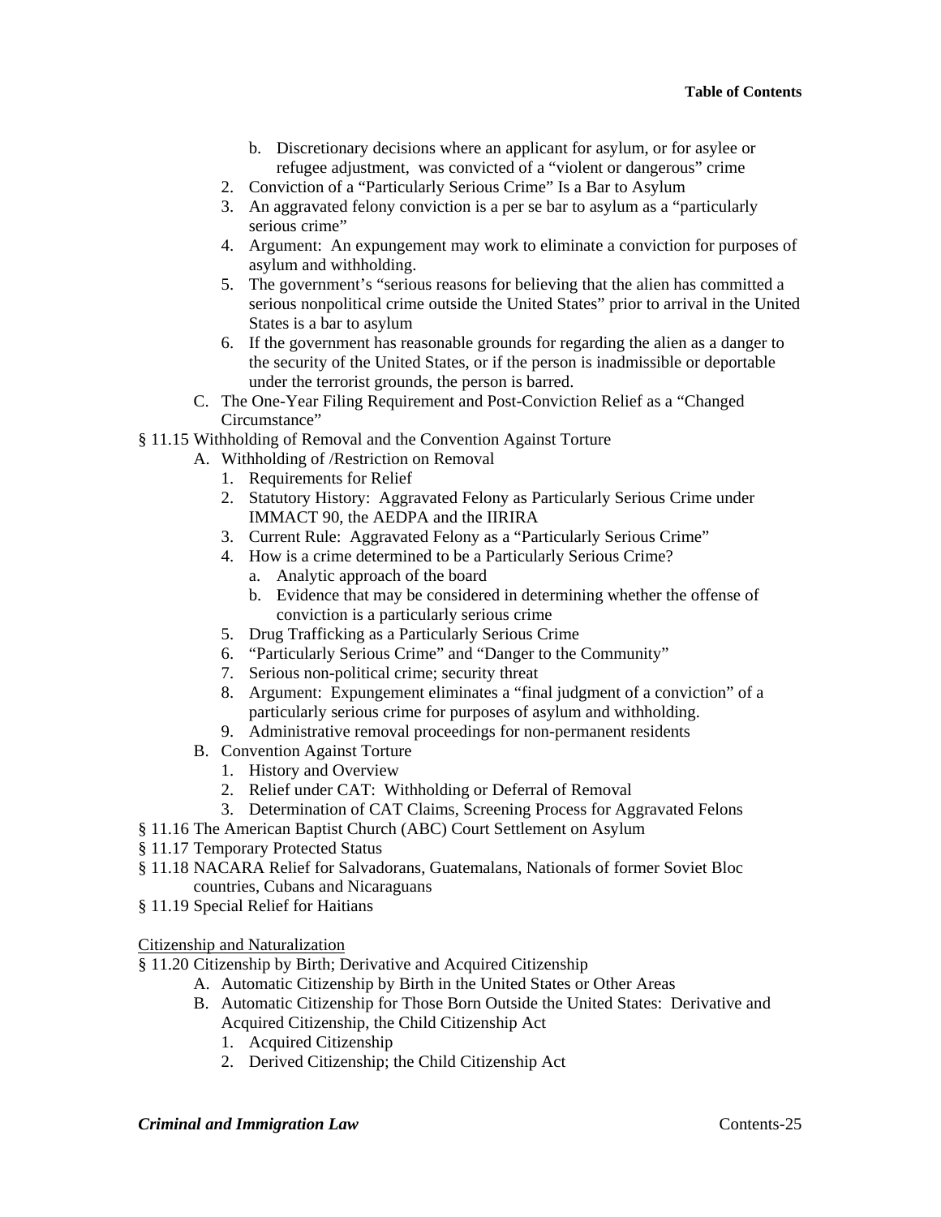- b. Discretionary decisions where an applicant for asylum, or for asylee or refugee adjustment, was convicted of a "violent or dangerous" crime
2. Conviction of a "Particularly Serious Crime" Is a Bar to Asylum
3. An aggravated felony conviction is a per se bar to asylum as a "particularly serious crime"
4. Argument: An expungement may work to eliminate a conviction for purposes of asylum and withholding.
5. The government's "serious reasons for believing that the alien has committed a serious nonpolitical crime outside the United States" prior to arrival in the United States is a bar to asylum
6. If the government has reasonable grounds for regarding the alien as a danger to the security of the United States, or if the person is inadmissible or deportable under the terrorist grounds, the person is barred.

C. The One-Year Filing Requirement and Post-Conviction Relief as a "Changed Circumstance"

§ 11.15 Withholding of Removal and the Convention Against Torture

- A. Withholding of /Restriction on Removal
  1. Requirements for Relief
  2. Statutory History: Aggravated Felony as Particularly Serious Crime under IMMACT 90, the AEDPA and the IIRIRA
  3. Current Rule: Aggravated Felony as a "Particularly Serious Crime"
  4. How is a crime determined to be a Particularly Serious Crime?
     - a. Analytic approach of the board
     - b. Evidence that may be considered in determining whether the offense of conviction is a particularly serious crime
  5. Drug Trafficking as a Particularly Serious Crime
  6. "Particularly Serious Crime" and "Danger to the Community"
  7. Serious non-political crime; security threat
  8. Argument: Expungement eliminates a "final judgment of a conviction" of a particularly serious crime for purposes of asylum and withholding.
  9. Administrative removal proceedings for non-permanent residents
- B. Convention Against Torture
  1. History and Overview
  2. Relief under CAT: Withholding or Deferral of Removal
  3. Determination of CAT Claims, Screening Process for Aggravated Felons

§ 11.16 The American Baptist Church (ABC) Court Settlement on Asylum

§ 11.17 Temporary Protected Status

§ 11.18 NACARA Relief for Salvadorans, Guatemalans, Nationals of former Soviet Bloc countries, Cubans and Nicaraguans

§ 11.19 Special Relief for Haitians

Citizenship and Naturalization

§ 11.20 Citizenship by Birth; Derivative and Acquired Citizenship

- A. Automatic Citizenship by Birth in the United States or Other Areas
- B. Automatic Citizenship for Those Born Outside the United States: Derivative and Acquired Citizenship, the Child Citizenship Act
  1. Acquired Citizenship
  2. Derived Citizenship; the Child Citizenship Act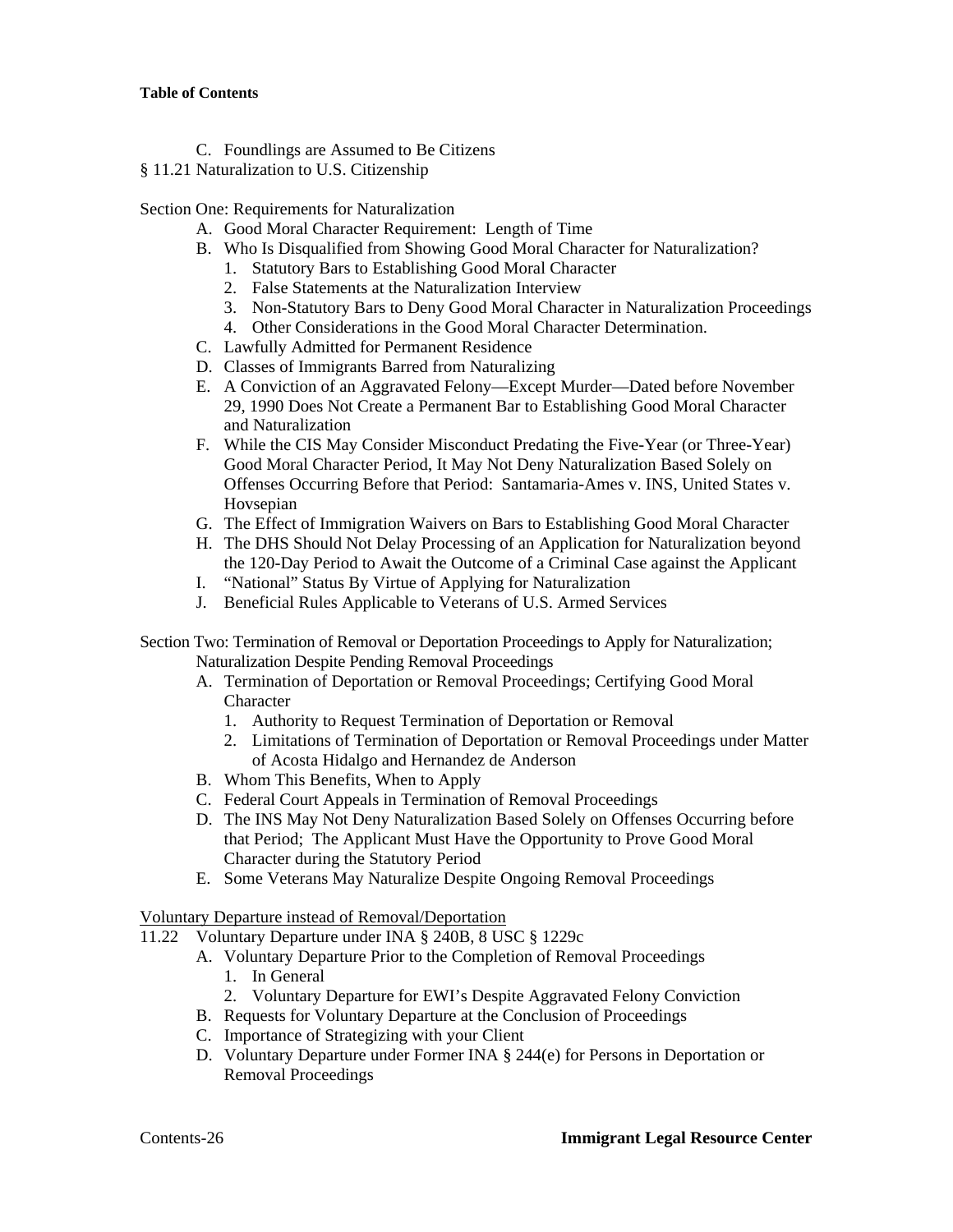**Table of Contents**

C. Foundlings are Assumed to Be Citizens

§ 11.21 Naturalization to U.S. Citizenship

Section One: Requirements for Naturalization

- A. Good Moral Character Requirement: Length of Time
- B. Who Is Disqualified from Showing Good Moral Character for Naturalization?
  1. Statutory Bars to Establishing Good Moral Character
  2. False Statements at the Naturalization Interview
  3. Non-Statutory Bars to Deny Good Moral Character in Naturalization Proceedings
  4. Other Considerations in the Good Moral Character Determination.
- C. Lawfully Admitted for Permanent Residence
- D. Classes of Immigrants Barred from Naturalizing
- E. A Conviction of an Aggravated Felony—Except Murder—Dated before November 29, 1990 Does Not Create a Permanent Bar to Establishing Good Moral Character and Naturalization
- F. While the CIS May Consider Misconduct Predating the Five-Year (or Three-Year) Good Moral Character Period, It May Not Deny Naturalization Based Solely on Offenses Occurring Before that Period: Santamaria-Ames v. INS, United States v. Hovsepian
- G. The Effect of Immigration Waivers on Bars to Establishing Good Moral Character
- H. The DHS Should Not Delay Processing of an Application for Naturalization beyond the 120-Day Period to Await the Outcome of a Criminal Case against the Applicant
- I. "National" Status By Virtue of Applying for Naturalization
- J. Beneficial Rules Applicable to Veterans of U.S. Armed Services

Section Two: Termination of Removal or Deportation Proceedings to Apply for Naturalization; Naturalization Despite Pending Removal Proceedings

- A. Termination of Deportation or Removal Proceedings; Certifying Good Moral Character
  1. Authority to Request Termination of Deportation or Removal
  2. Limitations of Termination of Deportation or Removal Proceedings under Matter of Acosta Hidalgo and Hernandez de Anderson
- B. Whom This Benefits, When to Apply
- C. Federal Court Appeals in Termination of Removal Proceedings
- D. The INS May Not Deny Naturalization Based Solely on Offenses Occurring before that Period; The Applicant Must Have the Opportunity to Prove Good Moral Character during the Statutory Period
- E. Some Veterans May Naturalize Despite Ongoing Removal Proceedings

<u>Voluntary Departure instead of Removal/Deportation</u>

11.22 Voluntary Departure under INA § 240B, 8 USC § 1229c

- A. Voluntary Departure Prior to the Completion of Removal Proceedings
  1. In General
  2. Voluntary Departure for EWI's Despite Aggravated Felony Conviction
- B. Requests for Voluntary Departure at the Conclusion of Proceedings
- C. Importance of Strategizing with your Client
- D. Voluntary Departure under Former INA § 244(e) for Persons in Deportation or Removal Proceedings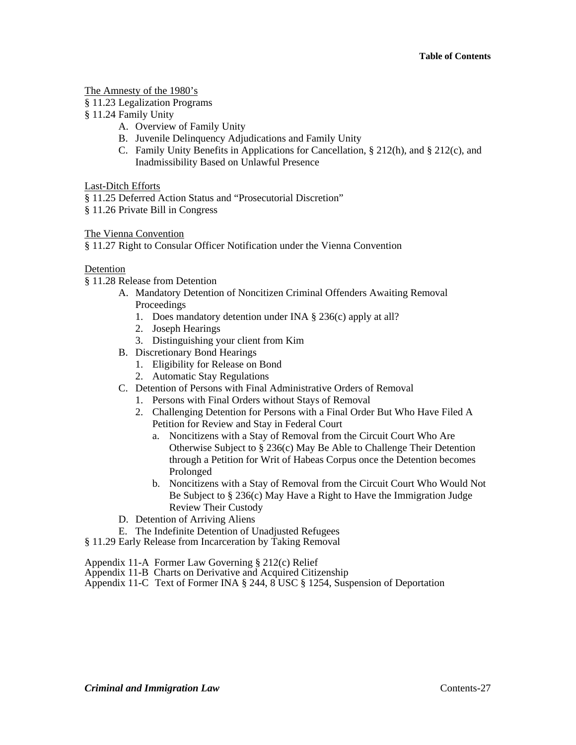The Amnesty of the 1980's

§ 11.23 Legalization Programs

§ 11.24 Family Unity

- A. Overview of Family Unity
- B. Juvenile Delinquency Adjudications and Family Unity
- C. Family Unity Benefits in Applications for Cancellation, § 212(h), and § 212(c), and Inadmissibility Based on Unlawful Presence

Last-Ditch Efforts

§ 11.25 Deferred Action Status and "Prosecutorial Discretion"

§ 11.26 Private Bill in Congress

The Vienna Convention

§ 11.27 Right to Consular Officer Notification under the Vienna Convention

Detention

§ 11.28 Release from Detention

- A. Mandatory Detention of Noncitizen Criminal Offenders Awaiting Removal Proceedings
  1. Does mandatory detention under INA § 236(c) apply at all?
  2. Joseph Hearings
  3. Distinguishing your client from Kim
- B. Discretionary Bond Hearings
  1. Eligibility for Release on Bond
  2. Automatic Stay Regulations
- C. Detention of Persons with Final Administrative Orders of Removal
  1. Persons with Final Orders without Stays of Removal
  2. Challenging Detention for Persons with a Final Order But Who Have Filed A Petition for Review and Stay in Federal Court
     - a. Noncitizens with a Stay of Removal from the Circuit Court Who Are Otherwise Subject to § 236(c) May Be Able to Challenge Their Detention through a Petition for Writ of Habeas Corpus once the Detention becomes Prolonged
     - b. Noncitizens with a Stay of Removal from the Circuit Court Who Would Not Be Subject to § 236(c) May Have a Right to Have the Immigration Judge Review Their Custody
- D. Detention of Arriving Aliens
- E. The Indefinite Detention of Unadjusted Refugees

§ 11.29 Early Release from Incarceration by Taking Removal

Appendix 11-A Former Law Governing § 212(c) Relief

Appendix 11-B Charts on Derivative and Acquired Citizenship

Appendix 11-C Text of Former INA § 244, 8 USC § 1254, Suspension of Deportation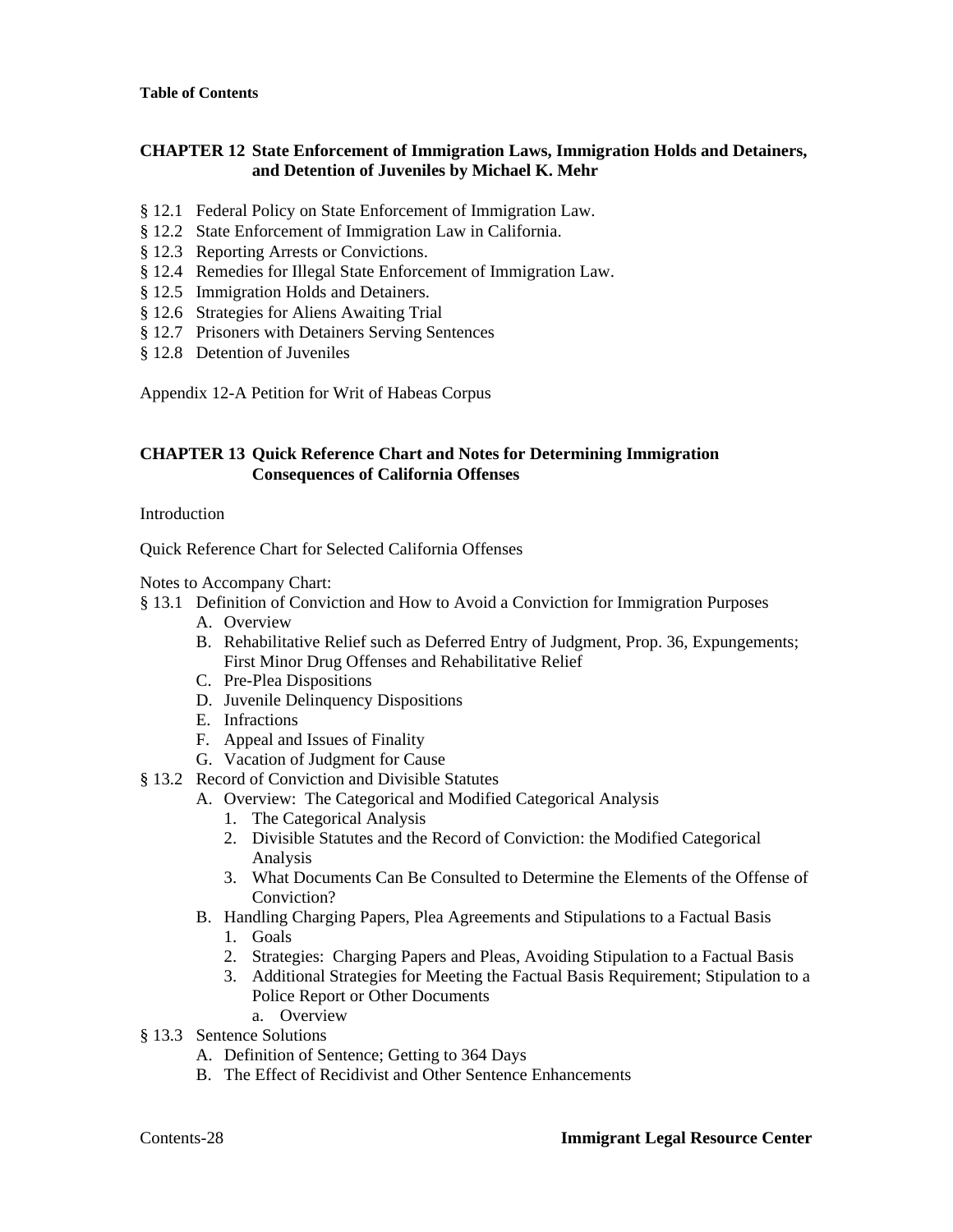**Table of Contents**

**CHAPTER 12 State Enforcement of Immigration Laws, Immigration Holds and Detainers, and Detention of Juveniles by Michael K. Mehr**

- § 12.1 Federal Policy on State Enforcement of Immigration Law.
- § 12.2 State Enforcement of Immigration Law in California.
- § 12.3 Reporting Arrests or Convictions.
- § 12.4 Remedies for Illegal State Enforcement of Immigration Law.
- § 12.5 Immigration Holds and Detainers.
- § 12.6 Strategies for Aliens Awaiting Trial
- § 12.7 Prisoners with Detainers Serving Sentences
- § 12.8 Detention of Juveniles

Appendix 12-A Petition for Writ of Habeas Corpus

**CHAPTER 13 Quick Reference Chart and Notes for Determining Immigration Consequences of California Offenses**

Introduction

Quick Reference Chart for Selected California Offenses

Notes to Accompany Chart:

- § 13.1 Definition of Conviction and How to Avoid a Conviction for Immigration Purposes
  - A. Overview
  - B. Rehabilitative Relief such as Deferred Entry of Judgment, Prop. 36, Expungements; First Minor Drug Offenses and Rehabilitative Relief
  - C. Pre-Plea Dispositions
  - D. Juvenile Delinquency Dispositions
  - E. Infractions
  - F. Appeal and Issues of Finality
  - G. Vacation of Judgment for Cause
- § 13.2 Record of Conviction and Divisible Statutes
  - A. Overview: The Categorical and Modified Categorical Analysis
    1. The Categorical Analysis
    2. Divisible Statutes and the Record of Conviction: the Modified Categorical Analysis
    3. What Documents Can Be Consulted to Determine the Elements of the Offense of Conviction?
  - B. Handling Charging Papers, Plea Agreements and Stipulations to a Factual Basis
    1. Goals
    2. Strategies: Charging Papers and Pleas, Avoiding Stipulation to a Factual Basis
    3. Additional Strategies for Meeting the Factual Basis Requirement; Stipulation to a Police Report or Other Documents
       - a. Overview
- § 13.3 Sentence Solutions
  - A. Definition of Sentence; Getting to 364 Days
  - B. The Effect of Recidivist and Other Sentence Enhancements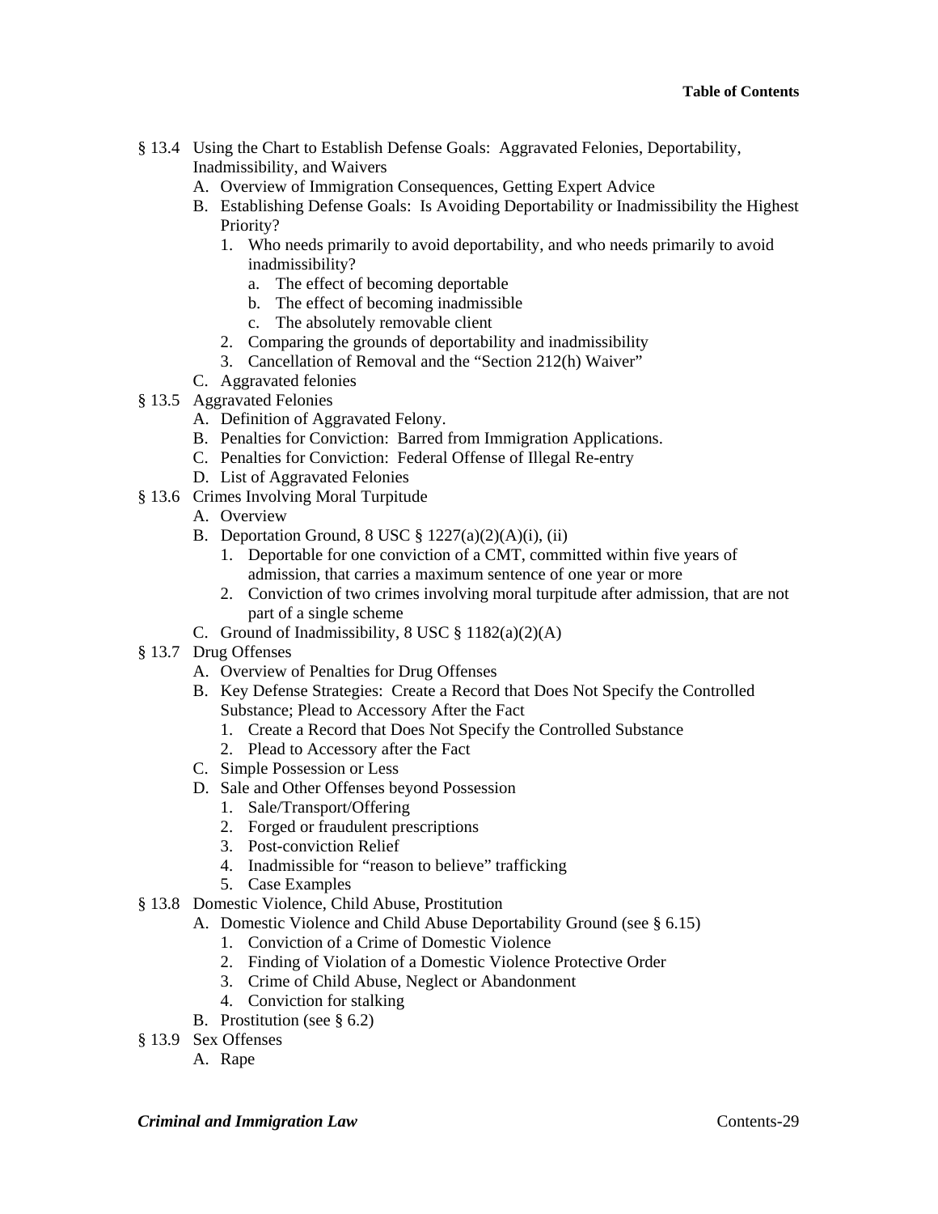- § 13.4 Using the Chart to Establish Defense Goals: Aggravated Felonies, Deportability, Inadmissibility, and Waivers
  - A. Overview of Immigration Consequences, Getting Expert Advice
  - B. Establishing Defense Goals: Is Avoiding Deportability or Inadmissibility the Highest Priority?
    - 1. Who needs primarily to avoid deportability, and who needs primarily to avoid inadmissibility?
      - a. The effect of becoming deportable
      - b. The effect of becoming inadmissible
      - c. The absolutely removable client
    - 2. Comparing the grounds of deportability and inadmissibility
    - 3. Cancellation of Removal and the "Section 212(h) Waiver"
  - C. Aggravated felonies
- § 13.5 Aggravated Felonies
  - A. Definition of Aggravated Felony.
  - B. Penalties for Conviction: Barred from Immigration Applications.
  - C. Penalties for Conviction: Federal Offense of Illegal Re-entry
  - D. List of Aggravated Felonies
- § 13.6 Crimes Involving Moral Turpitude
  - A. Overview
  - B. Deportation Ground, 8 USC § 1227(a)(2)(A)(i), (ii)
    - 1. Deportable for one conviction of a CMT, committed within five years of admission, that carries a maximum sentence of one year or more
    - 2. Conviction of two crimes involving moral turpitude after admission, that are not part of a single scheme
  - C. Ground of Inadmissibility, 8 USC § 1182(a)(2)(A)
- § 13.7 Drug Offenses
  - A. Overview of Penalties for Drug Offenses
  - B. Key Defense Strategies: Create a Record that Does Not Specify the Controlled Substance; Plead to Accessory After the Fact
    - 1. Create a Record that Does Not Specify the Controlled Substance
    - 2. Plead to Accessory after the Fact
  - C. Simple Possession or Less
  - D. Sale and Other Offenses beyond Possession
    - 1. Sale/Transport/Offering
    - 2. Forged or fraudulent prescriptions
    - 3. Post-conviction Relief
    - 4. Inadmissible for "reason to believe" trafficking
    - 5. Case Examples
- § 13.8 Domestic Violence, Child Abuse, Prostitution
  - A. Domestic Violence and Child Abuse Deportability Ground (see § 6.15)
    - 1. Conviction of a Crime of Domestic Violence
    - 2. Finding of Violation of a Domestic Violence Protective Order
    - 3. Crime of Child Abuse, Neglect or Abandonment
    - 4. Conviction for stalking
  - B. Prostitution (see § 6.2)
- § 13.9 Sex Offenses
  - A. Rape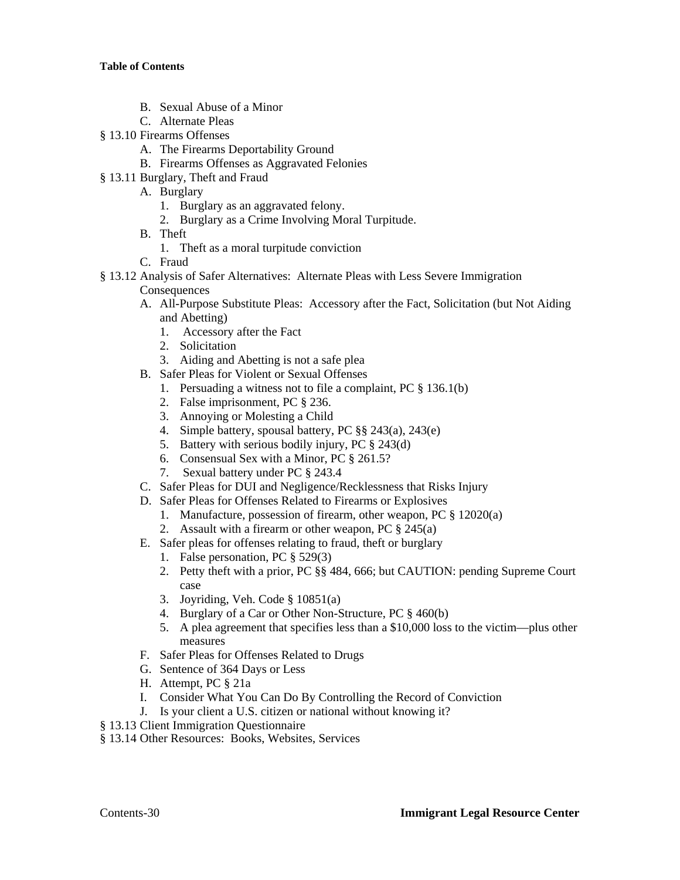**Table of Contents**

- B. Sexual Abuse of a Minor
- C. Alternate Pleas

§ 13.10 Firearms Offenses
- A. The Firearms Deportability Ground
- B. Firearms Offenses as Aggravated Felonies

§ 13.11 Burglary, Theft and Fraud
- A. Burglary
  1. Burglary as an aggravated felony.
  2. Burglary as a Crime Involving Moral Turpitude.
- B. Theft
  1. Theft as a moral turpitude conviction
- C. Fraud

§ 13.12 Analysis of Safer Alternatives: Alternate Pleas with Less Severe Immigration Consequences
- A. All-Purpose Substitute Pleas: Accessory after the Fact, Solicitation (but Not Aiding and Abetting)
  1. Accessory after the Fact
  2. Solicitation
  3. Aiding and Abetting is not a safe plea
- B. Safer Pleas for Violent or Sexual Offenses
  1. Persuading a witness not to file a complaint, PC § 136.1(b)
  2. False imprisonment, PC § 236.
  3. Annoying or Molesting a Child
  4. Simple battery, spousal battery, PC §§ 243(a), 243(e)
  5. Battery with serious bodily injury, PC § 243(d)
  6. Consensual Sex with a Minor, PC § 261.5?
  7. Sexual battery under PC § 243.4
- C. Safer Pleas for DUI and Negligence/Recklessness that Risks Injury
- D. Safer Pleas for Offenses Related to Firearms or Explosives
  1. Manufacture, possession of firearm, other weapon, PC § 12020(a)
  2. Assault with a firearm or other weapon, PC § 245(a)
- E. Safer pleas for offenses relating to fraud, theft or burglary
  1. False personation, PC § 529(3)
  2. Petty theft with a prior, PC §§ 484, 666; but CAUTION: pending Supreme Court case
  3. Joyriding, Veh. Code § 10851(a)
  4. Burglary of a Car or Other Non-Structure, PC § 460(b)
  5. A plea agreement that specifies less than a $10,000 loss to the victim—plus other measures
- F. Safer Pleas for Offenses Related to Drugs
- G. Sentence of 364 Days or Less
- H. Attempt, PC § 21a
- I. Consider What You Can Do By Controlling the Record of Conviction
- J. Is your client a U.S. citizen or national without knowing it?

§ 13.13 Client Immigration Questionnaire

§ 13.14 Other Resources: Books, Websites, Services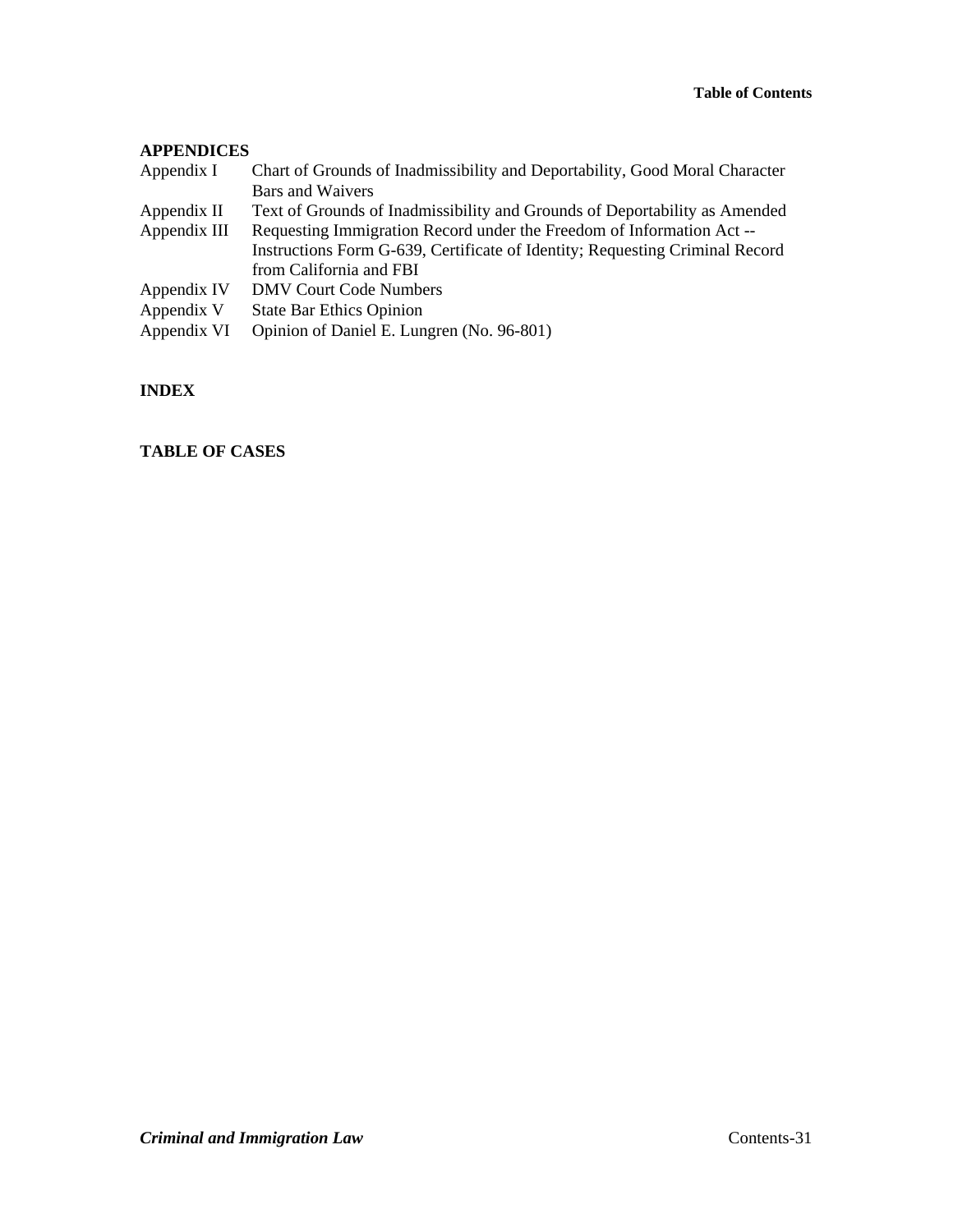## APPENDICES

| | |
|---|---|
| Appendix I | Chart of Grounds of Inadmissibility and Deportability, Good Moral Character Bars and Waivers |
| Appendix II | Text of Grounds of Inadmissibility and Grounds of Deportability as Amended |
| Appendix III | Requesting Immigration Record under the Freedom of Information Act -- Instructions Form G-639, Certificate of Identity; Requesting Criminal Record from California and FBI |
| Appendix IV | DMV Court Code Numbers |
| Appendix V | State Bar Ethics Opinion |
| Appendix VI | Opinion of Daniel E. Lungren (No. 96-801) |

## INDEX

## TABLE OF CASES